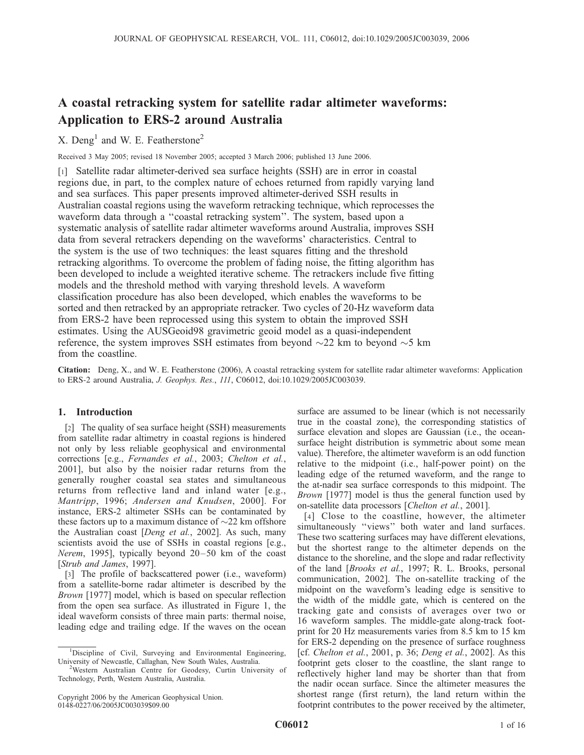# A coastal retracking system for satellite radar altimeter waveforms: Application to ERS-2 around Australia

X. Deng[1] and W. E. Featherstone[2]

Received 3 May 2005; revised 18 November 2005; accepted 3 March 2006; published 13 June 2006.

[1] Satellite radar altimeter-derived sea surface heights (SSH) are in error in coastal regions due, in part, to the complex nature of echoes returned from rapidly varying land and sea surfaces. This paper presents improved altimeter-derived SSH results in Australian coastal regions using the waveform retracking technique, which reprocesses the waveform data through a ''coastal retracking system''. The system, based upon a systematic analysis of satellite radar altimeter waveforms around Australia, improves SSH data from several retrackers depending on the waveforms' characteristics. Central to the system is the use of two techniques: the least squares fitting and the threshold retracking algorithms. To overcome the problem of fading noise, the fitting algorithm has been developed to include a weighted iterative scheme. The retrackers include five fitting models and the threshold method with varying threshold levels. A waveform classification procedure has also been developed, which enables the waveforms to be sorted and then retracked by an appropriate retracker. Two cycles of 20-Hz waveform data from ERS-2 have been reprocessed using this system to obtain the improved SSH estimates. Using the AUSGeoid98 gravimetric geoid model as a quasi-independent reference, the system improves SSH estimates from beyond ~22 km to beyond ~5 km from the coastline.

**Citation:** Deng, X., and W. E. Featherstone (2006), A coastal retracking system for satellite radar altimeter waveforms: Application to ERS-2 around Australia, *J. Geophys. Res.*, *111*, C06012, doi:10.1029/2005JC003039.

## 1. Introduction

[2] The quality of sea surface height (SSH) measurements from satellite radar altimetry in coastal regions is hindered not only by less reliable geophysical and environmental corrections [e.g., *Fernandes et al.*, 2003; *Chelton et al.*, 2001], but also by the noisier radar returns from the generally rougher coastal sea states and simultaneous returns from reflective land and inland water [e.g., *Mantripp*, 1996; *Andersen and Knudsen*, 2000]. For instance, ERS-2 altimeter SSHs can be contaminated by these factors up to a maximum distance of ~22 km offshore the Australian coast [*Deng et al.*, 2002]. As such, many scientists avoid the use of SSHs in coastal regions [e.g., *Nerem*, 1995], typically beyond 20–50 km of the coast [*Strub and James*, 1997].

[3] The profile of backscattered power (i.e., waveform) from a satellite-borne radar altimeter is described by the *Brown* [1977] model, which is based on specular reflection from the open sea surface. As illustrated in Figure 1, the ideal waveform consists of three main parts: thermal noise, leading edge and trailing edge. If the waves on the ocean surface are assumed to be linear (which is not necessarily true in the coastal zone), the corresponding statistics of surface elevation and slopes are Gaussian (i.e., the ocean-surface height distribution is symmetric about some mean value). Therefore, the altimeter waveform is an odd function relative to the midpoint (i.e., half-power point) on the leading edge of the returned waveform, and the range to the at-nadir sea surface corresponds to this midpoint. The *Brown* [1977] model is thus the general function used by on-satellite data processors [*Chelton et al.*, 2001].

[4] Close to the coastline, however, the altimeter simultaneously ''views'' both water and land surfaces. These two scattering surfaces may have different elevations, but the shortest range to the altimeter depends on the distance to the shoreline, and the slope and radar reflectivity of the land [*Brooks et al.*, 1997; R. L. Brooks, personal communication, 2002]. The on-satellite tracking of the midpoint on the waveform's leading edge is sensitive to the width of the middle gate, which is centered on the tracking gate and consists of averages over two or 16 waveform samples. The middle-gate along-track footprint for 20 Hz measurements varies from 8.5 km to 15 km for ERS-2 depending on the presence of surface roughness [cf. *Chelton et al.*, 2001, p. 36; *Deng et al.*, 2002]. As this footprint gets closer to the coastline, the slant range to reflectively higher land may be shorter than that from the nadir ocean surface. Since the altimeter measures the shortest range (first return), the land return within the footprint contributes to the power received by the altimeter,

[1] Discipline of Civil, Surveying and Environmental Engineering, University of Newcastle, Callaghan, New South Wales, Australia.

[2] Western Australian Centre for Geodesy, Curtin University of Technology, Perth, Western Australia, Australia.

Copyright 2006 by the American Geophysical Union.
0148-0227/06/2005JC003039$09.00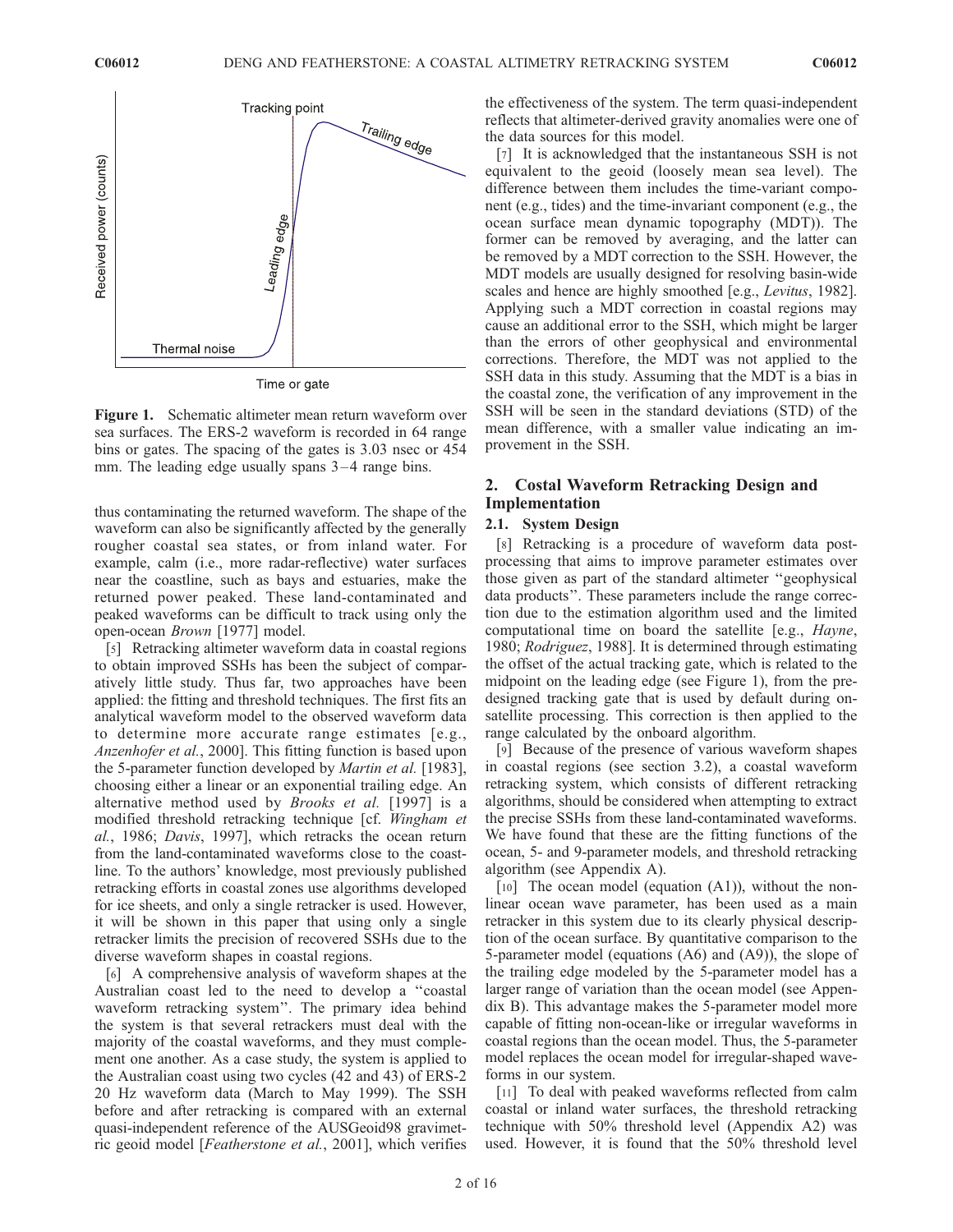Figure 1. Schematic altimeter mean return waveform over sea surfaces. The ERS-2 waveform is recorded in 64 range bins or gates. The spacing of the gates is 3.03 nsec or 454 mm. The leading edge usually spans 3–4 range bins.

thus contaminating the returned waveform. The shape of the waveform can also be significantly affected by the generally rougher coastal sea states, or from inland water. For example, calm (i.e., more radar-reflective) water surfaces near the coastline, such as bays and estuaries, make the returned power peaked. These land-contaminated and peaked waveforms can be difficult to track using only the open-ocean *Brown* [1977] model.

[5] Retracking altimeter waveform data in coastal regions to obtain improved SSHs has been the subject of comparatively little study. Thus far, two approaches have been applied: the fitting and threshold techniques. The first fits an analytical waveform model to the observed waveform data to determine more accurate range estimates [e.g., *Anzenhofer et al.*, 2000]. This fitting function is based upon the 5-parameter function developed by *Martin et al.* [1983], choosing either a linear or an exponential trailing edge. An alternative method used by *Brooks et al.* [1997] is a modified threshold retracking technique [cf. *Wingham et al.*, 1986; *Davis*, 1997], which retracks the ocean return from the land-contaminated waveforms close to the coastline. To the authors' knowledge, most previously published retracking efforts in coastal zones use algorithms developed for ice sheets, and only a single retracker is used. However, it will be shown in this paper that using only a single retracker limits the precision of recovered SSHs due to the diverse waveform shapes in coastal regions.

[6] A comprehensive analysis of waveform shapes at the Australian coast led to the need to develop a "coastal waveform retracking system". The primary idea behind the system is that several retrackers must deal with the majority of the coastal waveforms, and they must complement one another. As a case study, the system is applied to the Australian coast using two cycles (42 and 43) of ERS-2 20 Hz waveform data (March to May 1999). The SSH before and after retracking is compared with an external quasi-independent reference of the AUSGeoid98 gravimetric geoid model [*Featherstone et al.*, 2001], which verifies the effectiveness of the system. The term quasi-independent reflects that altimeter-derived gravity anomalies were one of the data sources for this model.

[7] It is acknowledged that the instantaneous SSH is not equivalent to the geoid (loosely mean sea level). The difference between them includes the time-variant component (e.g., tides) and the time-invariant component (e.g., the ocean surface mean dynamic topography (MDT)). The former can be removed by averaging, and the latter can be removed by a MDT correction to the SSH. However, the MDT models are usually designed for resolving basin-wide scales and hence are highly smoothed [e.g., *Levitus*, 1982]. Applying such a MDT correction in coastal regions may cause an additional error to the SSH, which might be larger than the errors of other geophysical and environmental corrections. Therefore, the MDT was not applied to the SSH data in this study. Assuming that the MDT is a bias in the coastal zone, the verification of any improvement in the SSH will be seen in the standard deviations (STD) of the mean difference, with a smaller value indicating an improvement in the SSH.

## 2. Costal Waveform Retracking Design and Implementation

### 2.1. System Design

[8] Retracking is a procedure of waveform data post-processing that aims to improve parameter estimates over those given as part of the standard altimeter "geophysical data products". These parameters include the range correction due to the estimation algorithm used and the limited computational time on board the satellite [e.g., *Hayne*, 1980; *Rodriguez*, 1988]. It is determined through estimating the offset of the actual tracking gate, which is related to the midpoint on the leading edge (see Figure 1), from the predesigned tracking gate that is used by default during on-satellite processing. This correction is then applied to the range calculated by the onboard algorithm.

[9] Because of the presence of various waveform shapes in coastal regions (see section 3.2), a coastal waveform retracking system, which consists of different retracking algorithms, should be considered when attempting to extract the precise SSHs from these land-contaminated waveforms. We have found that these are the fitting functions of the ocean, 5- and 9-parameter models, and threshold retracking algorithm (see Appendix A).

[10] The ocean model (equation (A1)), without the nonlinear ocean wave parameter, has been used as a main retracker in this system due to its clearly physical description of the ocean surface. By quantitative comparison to the 5-parameter model (equations (A6) and (A9)), the slope of the trailing edge modeled by the 5-parameter model has a larger range of variation than the ocean model (see Appendix B). This advantage makes the 5-parameter model more capable of fitting non-ocean-like or irregular waveforms in coastal regions than the ocean model. Thus, the 5-parameter model replaces the ocean model for irregular-shaped waveforms in our system.

[11] To deal with peaked waveforms reflected from calm coastal or inland water surfaces, the threshold retracking technique with 50% threshold level (Appendix A2) was used. However, it is found that the 50% threshold level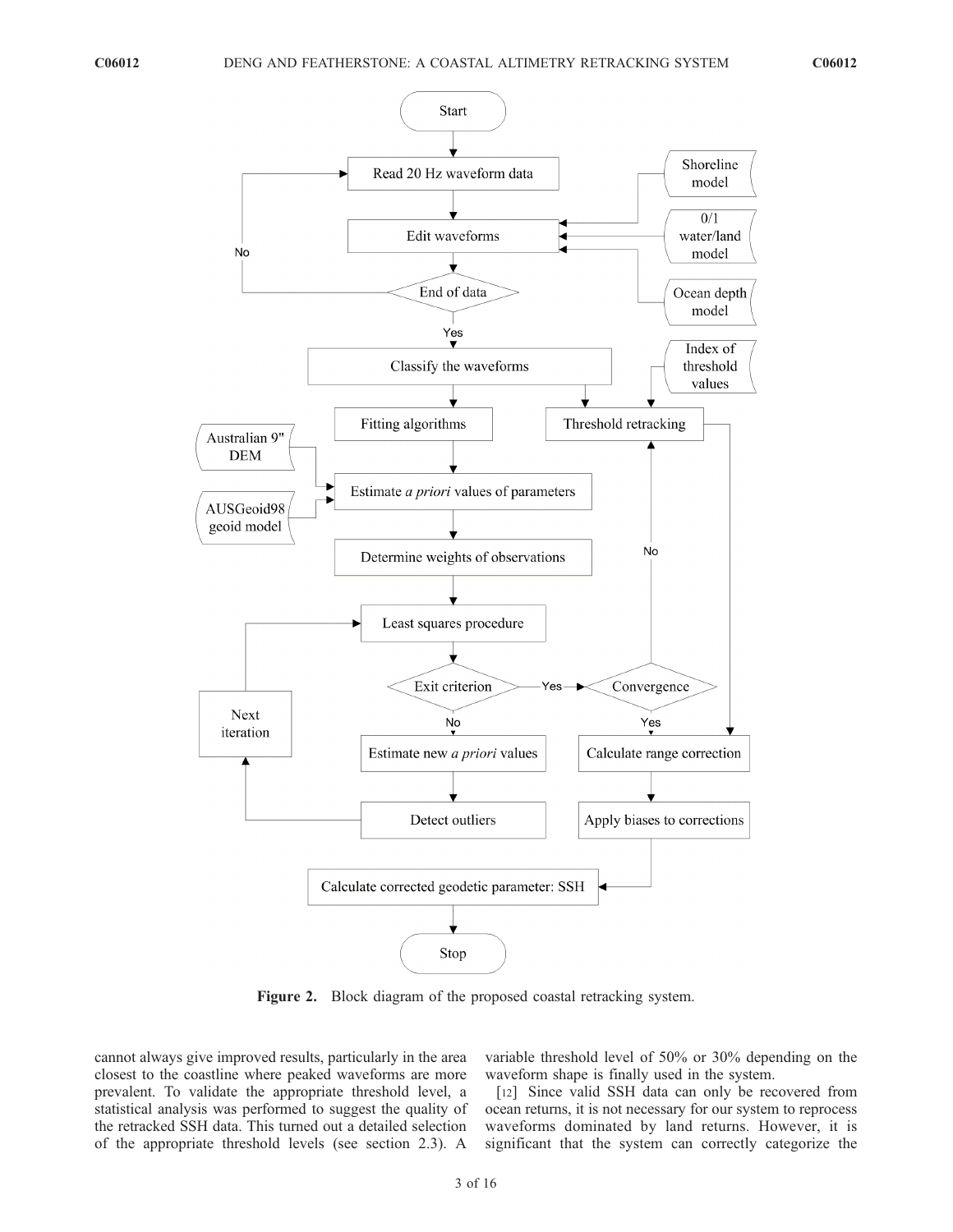Figure 2. Block diagram of the proposed coastal retracking system.

cannot always give improved results, particularly in the area closest to the coastline where peaked waveforms are more prevalent. To validate the appropriate threshold level, a statistical analysis was performed to suggest the quality of the retracked SSH data. This turned out a detailed selection of the appropriate threshold levels (see section 2.3). A variable threshold level of 50% or 30% depending on the waveform shape is finally used in the system.

[12] Since valid SSH data can only be recovered from ocean returns, it is not necessary for our system to reprocess waveforms dominated by land returns. However, it is significant that the system can correctly categorize the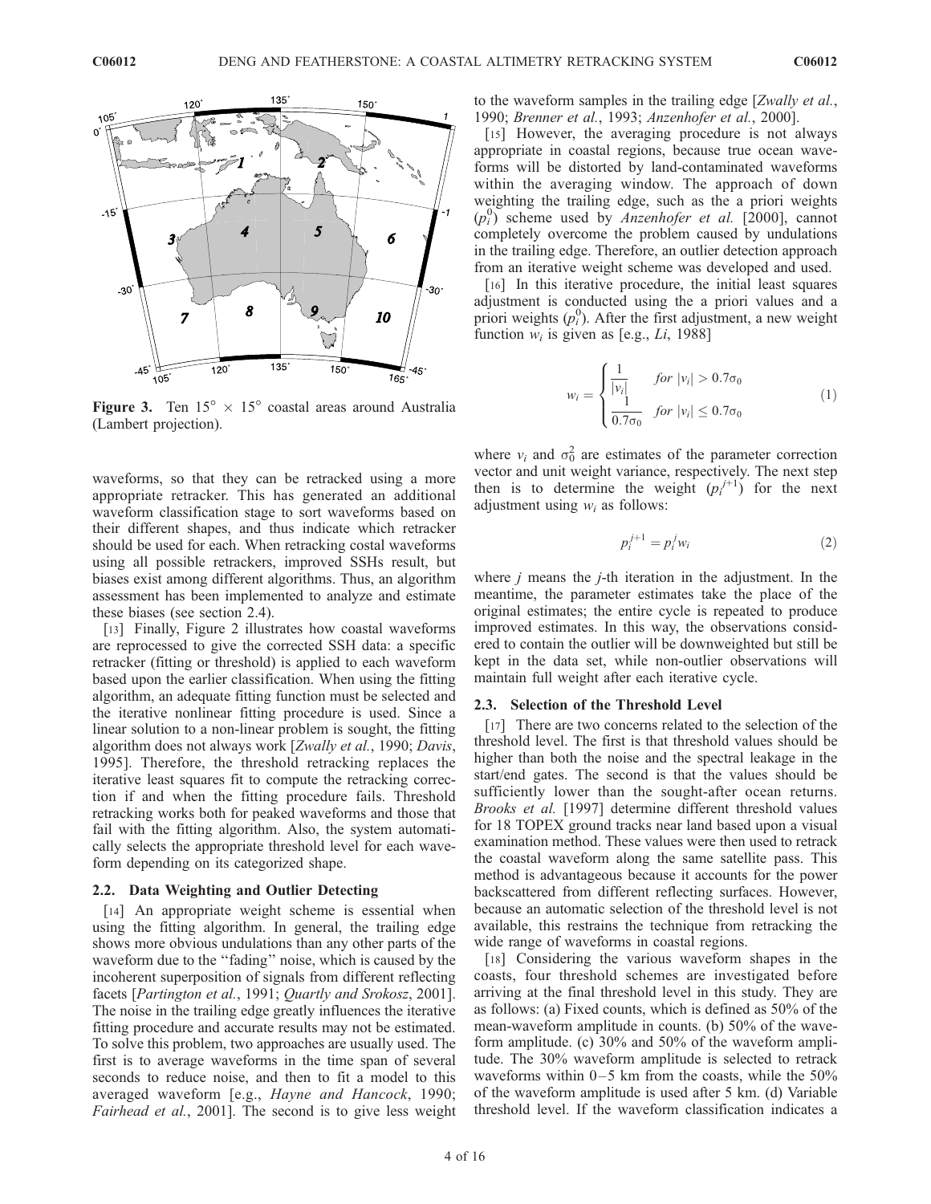Figure 3. Ten $15^\circ \times 15^\circ$ coastal areas around Australia (Lambert projection).

waveforms, so that they can be retracked using a more appropriate retracker. This has generated an additional waveform classification stage to sort waveforms based on their different shapes, and thus indicate which retracker should be used for each. When retracking costal waveforms using all possible retrackers, improved SSHs result, but biases exist among different algorithms. Thus, an algorithm assessment has been implemented to analyze and estimate these biases (see section 2.4).

[13] Finally, Figure 2 illustrates how coastal waveforms are reprocessed to give the corrected SSH data: a specific retracker (fitting or threshold) is applied to each waveform based upon the earlier classification. When using the fitting algorithm, an adequate fitting function must be selected and the iterative nonlinear fitting procedure is used. Since a linear solution to a non-linear problem is sought, the fitting algorithm does not always work [*Zwally et al.*, 1990; *Davis*, 1995]. Therefore, the threshold retracking replaces the iterative least squares fit to compute the retracking correction if and when the fitting procedure fails. Threshold retracking works both for peaked waveforms and those that fail with the fitting algorithm. Also, the system automatically selects the appropriate threshold level for each waveform depending on its categorized shape.

## 2.2. Data Weighting and Outlier Detecting

[14] An appropriate weight scheme is essential when using the fitting algorithm. In general, the trailing edge shows more obvious undulations than any other parts of the waveform due to the "fading" noise, which is caused by the incoherent superposition of signals from different reflecting facets [*Partington et al.*, 1991; *Quartly and Srokosz*, 2001]. The noise in the trailing edge greatly influences the iterative fitting procedure and accurate results may not be estimated. To solve this problem, two approaches are usually used. The first is to average waveforms in the time span of several seconds to reduce noise, and then to fit a model to this averaged waveform [e.g., *Hayne and Hancock*, 1990; *Fairhead et al.*, 2001]. The second is to give less weight to the waveform samples in the trailing edge [*Zwally et al.*, 1990; *Brenner et al.*, 1993; *Anzenhofer et al.*, 2000].

[15] However, the averaging procedure is not always appropriate in coastal regions, because true ocean waveforms will be distorted by land-contaminated waveforms within the averaging window. The approach of down weighting the trailing edge, such as the a priori weights ($p_i^0$) scheme used by *Anzenhofer et al.* [2000], cannot completely overcome the problem caused by undulations in the trailing edge. Therefore, an outlier detection approach from an iterative weight scheme was developed and used.

[16] In this iterative procedure, the initial least squares adjustment is conducted using the a priori values and a priori weights ($p_i^0$). After the first adjustment, a new weight function $w_i$ is given as [e.g., *Li*, 1988]

$$w_i = \begin{cases} \dfrac{1}{|v_i|} & \text{for } |v_i| > 0.7\sigma_0 \\ \dfrac{1}{0.7\sigma_0} & \text{for } |v_i| \leq 0.7\sigma_0 \end{cases} \tag{1}$$

where $v_i$ and $\sigma_0^2$ are estimates of the parameter correction vector and unit weight variance, respectively. The next step then is to determine the weight ($p_i^{j+1}$) for the next adjustment using $w_i$ as follows:

$$p_i^{j+1} = p_i^j w_i \tag{2}$$

where $j$ means the $j$-th iteration in the adjustment. In the meantime, the parameter estimates take the place of the original estimates; the entire cycle is repeated to produce improved estimates. In this way, the observations considered to contain the outlier will be downweighted but still be kept in the data set, while non-outlier observations will maintain full weight after each iterative cycle.

## 2.3. Selection of the Threshold Level

[17] There are two concerns related to the selection of the threshold level. The first is that threshold values should be higher than both the noise and the spectral leakage in the start/end gates. The second is that the values should be sufficiently lower than the sought-after ocean returns. *Brooks et al.* [1997] determine different threshold values for 18 TOPEX ground tracks near land based upon a visual examination method. These values were then used to retrack the coastal waveform along the same satellite pass. This method is advantageous because it accounts for the power backscattered from different reflecting surfaces. However, because an automatic selection of the threshold level is not available, this restrains the technique from retracking the wide range of waveforms in coastal regions.

[18] Considering the various waveform shapes in the coasts, four threshold schemes are investigated before arriving at the final threshold level in this study. They are as follows: (a) Fixed counts, which is defined as 50% of the mean-waveform amplitude in counts. (b) 50% of the waveform amplitude. (c) 30% and 50% of the waveform amplitude. The 30% waveform amplitude is selected to retrack waveforms within 0–5 km from the coasts, while the 50% of the waveform amplitude is used after 5 km. (d) Variable threshold level. If the waveform classification indicates a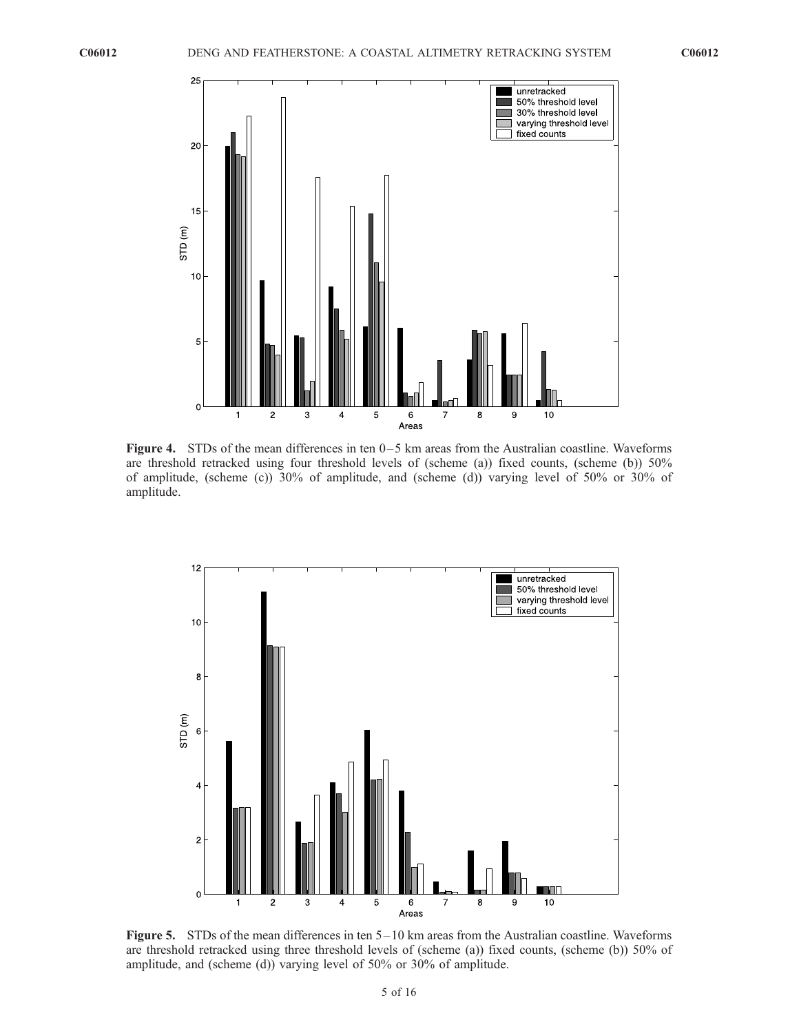**Figure 4.** STDs of the mean differences in ten 0–5 km areas from the Australian coastline. Waveforms are threshold retracked using four threshold levels of (scheme (a)) fixed counts, (scheme (b)) 50% of amplitude, (scheme (c)) 30% of amplitude, and (scheme (d)) varying level of 50% or 30% of amplitude.

**Figure 5.** STDs of the mean differences in ten 5–10 km areas from the Australian coastline. Waveforms are threshold retracked using three threshold levels of (scheme (a)) fixed counts, (scheme (b)) 50% of amplitude, and (scheme (d)) varying level of 50% or 30% of amplitude.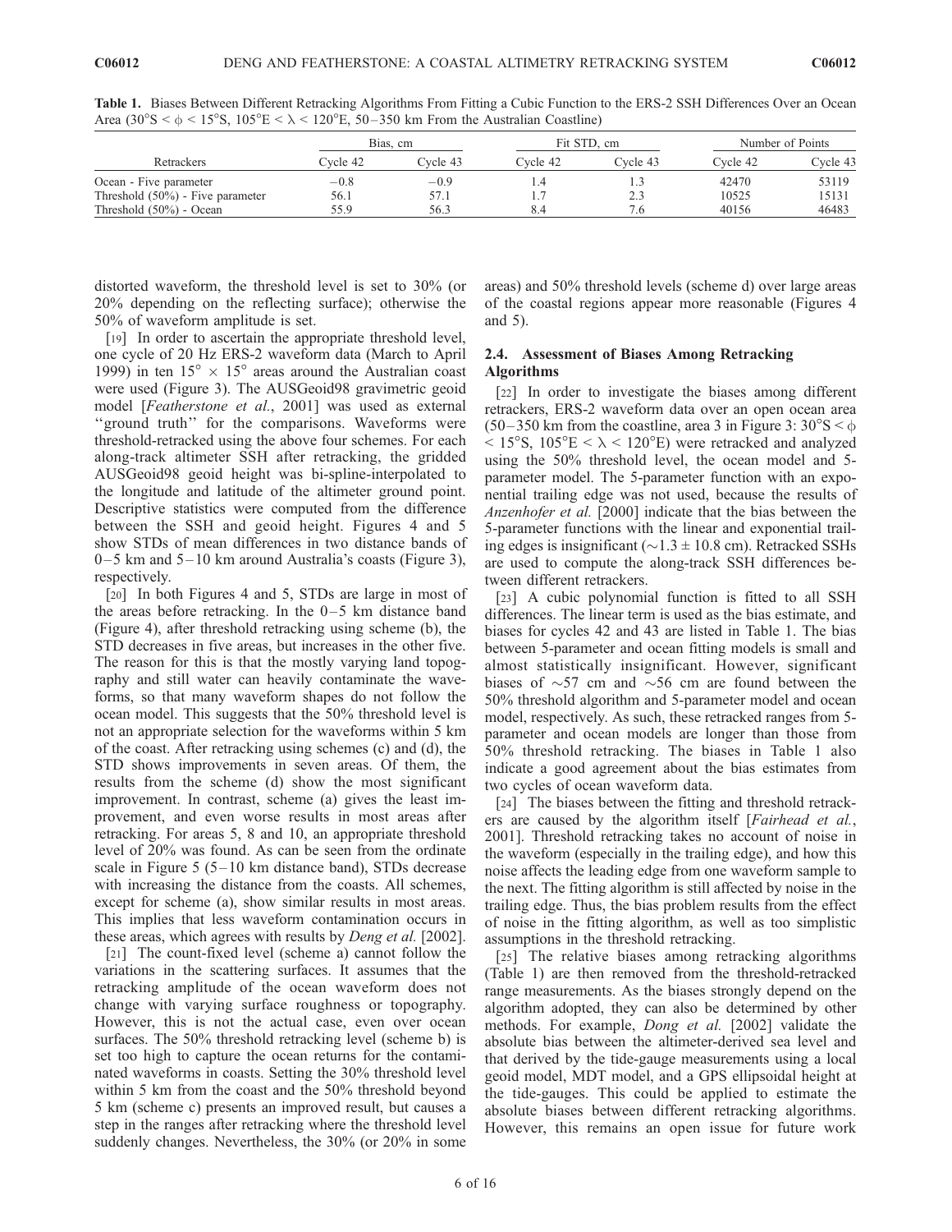**Table 1.** Biases Between Different Retracking Algorithms From Fitting a Cubic Function to the ERS-2 SSH Differences Over an Ocean Area (30°S < $\phi$ < 15°S, 105°E < $\lambda$ < 120°E, 50–350 km From the Australian Coastline)

| Retrackers | Bias, cm | | Fit STD, cm | | Number of Points | |
|---|---|---|---|---|---|---|
| | Cycle 42 | Cycle 43 | Cycle 42 | Cycle 43 | Cycle 42 | Cycle 43 |
| Ocean - Five parameter | −0.8 | −0.9 | 1.4 | 1.3 | 42470 | 53119 |
| Threshold (50%) - Five parameter | 56.1 | 57.1 | 1.7 | 2.3 | 10525 | 15131 |
| Threshold (50%) - Ocean | 55.9 | 56.3 | 8.4 | 7.6 | 40156 | 46483 |

distorted waveform, the threshold level is set to 30% (or 20% depending on the reflecting surface); otherwise the 50% of waveform amplitude is set.

[19] In order to ascertain the appropriate threshold level, one cycle of 20 Hz ERS-2 waveform data (March to April 1999) in ten 15° × 15° areas around the Australian coast were used (Figure 3). The AUSGeoid98 gravimetric geoid model [*Featherstone et al.*, 2001] was used as external ''ground truth'' for the comparisons. Waveforms were threshold-retracked using the above four schemes. For each along-track altimeter SSH after retracking, the gridded AUSGeoid98 geoid height was bi-spline-interpolated to the longitude and latitude of the altimeter ground point. Descriptive statistics were computed from the difference between the SSH and geoid height. Figures 4 and 5 show STDs of mean differences in two distance bands of 0–5 km and 5–10 km around Australia's coasts (Figure 3), respectively.

[20] In both Figures 4 and 5, STDs are large in most of the areas before retracking. In the 0–5 km distance band (Figure 4), after threshold retracking using scheme (b), the STD decreases in five areas, but increases in the other five. The reason for this is that the mostly varying land topography and still water can heavily contaminate the waveforms, so that many waveform shapes do not follow the ocean model. This suggests that the 50% threshold level is not an appropriate selection for the waveforms within 5 km of the coast. After retracking using schemes (c) and (d), the STD shows improvements in seven areas. Of them, the results from the scheme (d) show the most significant improvement. In contrast, scheme (a) gives the least improvement, and even worse results in most areas after retracking. For areas 5, 8 and 10, an appropriate threshold level of 20% was found. As can be seen from the ordinate scale in Figure 5 (5–10 km distance band), STDs decrease with increasing the distance from the coasts. All schemes, except for scheme (a), show similar results in most areas. This implies that less waveform contamination occurs in these areas, which agrees with results by *Deng et al.* [2002].

[21] The count-fixed level (scheme a) cannot follow the variations in the scattering surfaces. It assumes that the retracking amplitude of the ocean waveform does not change with varying surface roughness or topography. However, this is not the actual case, even over ocean surfaces. The 50% threshold retracking level (scheme b) is set too high to capture the ocean returns for the contaminated waveforms in coasts. Setting the 30% threshold level within 5 km from the coast and the 50% threshold beyond 5 km (scheme c) presents an improved result, but causes a step in the ranges after retracking where the threshold level suddenly changes. Nevertheless, the 30% (or 20% in some areas) and 50% threshold levels (scheme d) over large areas of the coastal regions appear more reasonable (Figures 4 and 5).

### 2.4. Assessment of Biases Among Retracking Algorithms

[22] In order to investigate the biases among different retrackers, ERS-2 waveform data over an open ocean area (50–350 km from the coastline, area 3 in Figure 3: 30°S < $\phi$ < 15°S, 105°E < $\lambda$ < 120°E) were retracked and analyzed using the 50% threshold level, the ocean model and 5-parameter model. The 5-parameter function with an exponential trailing edge was not used, because the results of *Anzenhofer et al.* [2000] indicate that the bias between the 5-parameter functions with the linear and exponential trailing edges is insignificant (~1.3 ± 10.8 cm). Retracked SSHs are used to compute the along-track SSH differences between different retrackers.

[23] A cubic polynomial function is fitted to all SSH differences. The linear term is used as the bias estimate, and biases for cycles 42 and 43 are listed in Table 1. The bias between 5-parameter and ocean fitting models is small and almost statistically insignificant. However, significant biases of ~57 cm and ~56 cm are found between the 50% threshold algorithm and 5-parameter model and ocean model, respectively. As such, these retracked ranges from 5-parameter and ocean models are longer than those from 50% threshold retracking. The biases in Table 1 also indicate a good agreement about the bias estimates from two cycles of ocean waveform data.

[24] The biases between the fitting and threshold retrackers are caused by the algorithm itself [*Fairhead et al.*, 2001]. Threshold retracking takes no account of noise in the waveform (especially in the trailing edge), and how this noise affects the leading edge from one waveform sample to the next. The fitting algorithm is still affected by noise in the trailing edge. Thus, the bias problem results from the effect of noise in the fitting algorithm, as well as too simplistic assumptions in the threshold retracking.

[25] The relative biases among retracking algorithms (Table 1) are then removed from the threshold-retracked range measurements. As the biases strongly depend on the algorithm adopted, they can also be determined by other methods. For example, *Dong et al.* [2002] validate the absolute bias between the altimeter-derived sea level and that derived by the tide-gauge measurements using a local geoid model, MDT model, and a GPS ellipsoidal height at the tide-gauges. This could be applied to estimate the absolute biases between different retracking algorithms. However, this remains an open issue for future work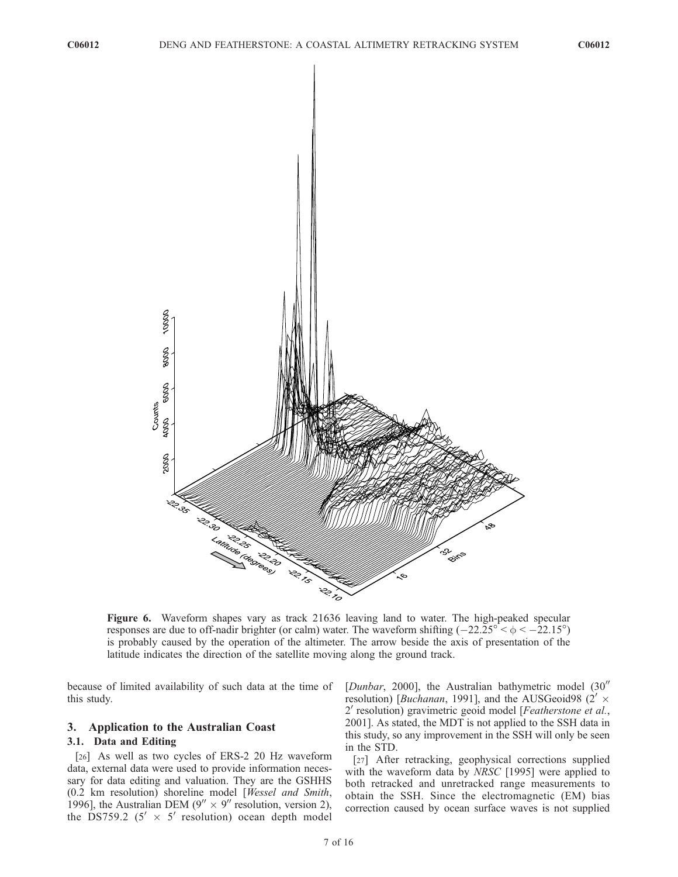Figure 6. Waveform shapes vary as track 21636 leaving land to water. The high-peaked specular responses are due to off-nadir brighter (or calm) water. The waveform shifting ($-22.25° < \phi < -22.15°$) is probably caused by the operation of the altimeter. The arrow beside the axis of presentation of the latitude indicates the direction of the satellite moving along the ground track.

because of limited availability of such data at the time of this study.

## 3. Application to the Australian Coast

### 3.1. Data and Editing

[26] As well as two cycles of ERS-2 20 Hz waveform data, external data were used to provide information necessary for data editing and valuation. They are the GSHHS (0.2 km resolution) shoreline model [*Wessel and Smith*, 1996], the Australian DEM ($9'' \times 9''$ resolution, version 2), the DS759.2 ($5' \times 5'$ resolution) ocean depth model [*Dunbar*, 2000], the Australian bathymetric model ($30''$ resolution) [*Buchanan*, 1991], and the AUSGeoid98 ($2' \times 2'$ resolution) gravimetric geoid model [*Featherstone et al.*, 2001]. As stated, the MDT is not applied to the SSH data in this study, so any improvement in the SSH will only be seen in the STD.

[27] After retracking, geophysical corrections supplied with the waveform data by *NRSC* [1995] were applied to both retracked and unretracked range measurements to obtain the SSH. Since the electromagnetic (EM) bias correction caused by ocean surface waves is not supplied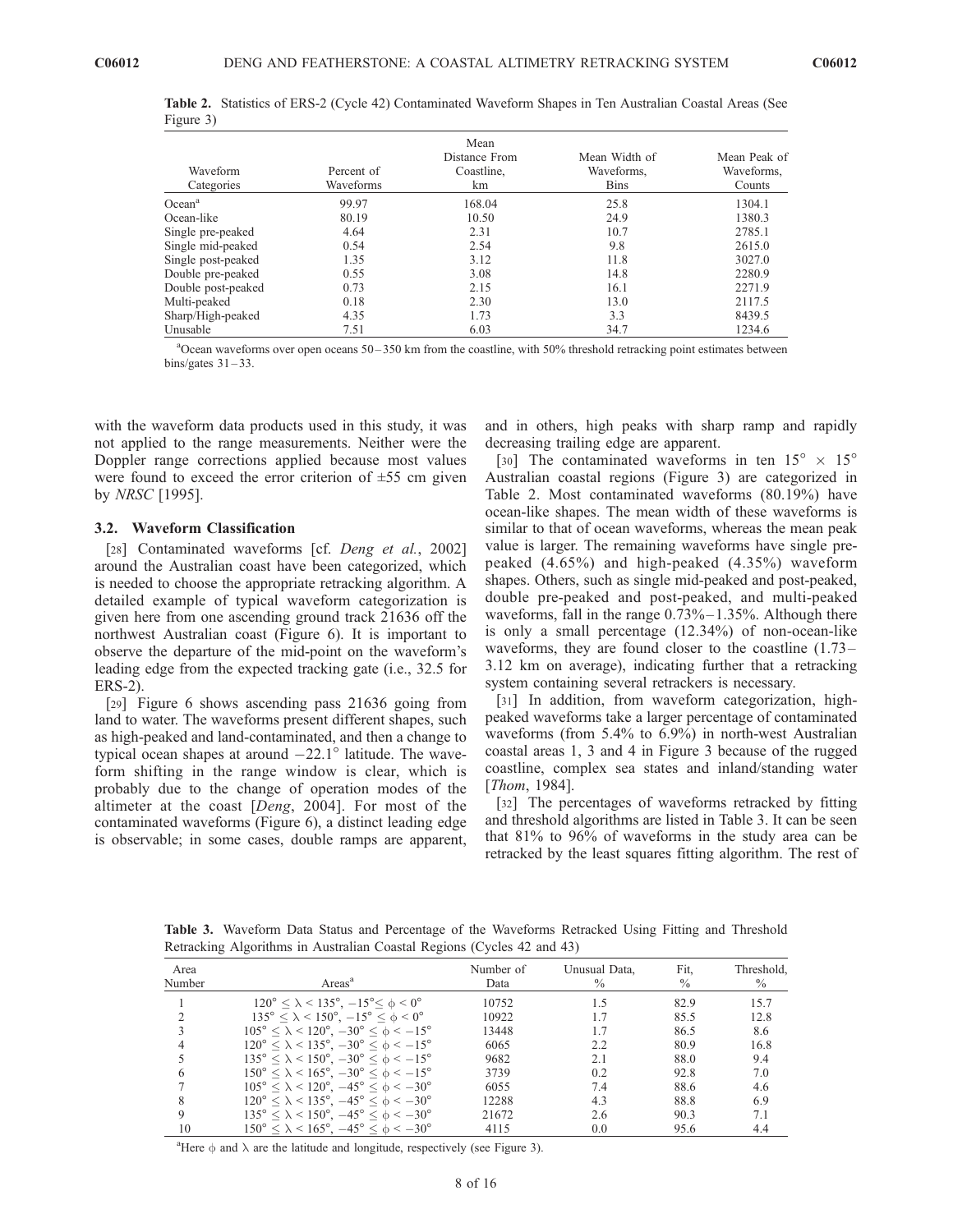**Table 2.** Statistics of ERS-2 (Cycle 42) Contaminated Waveform Shapes in Ten Australian Coastal Areas (See Figure 3)

| Waveform Categories | Percent of Waveforms | Mean Distance From Coastline, km | Mean Width of Waveforms, Bins | Mean Peak of Waveforms, Counts |
|---|---|---|---|---|
| Ocean[a] | 99.97 | 168.04 | 25.8 | 1304.1 |
| Ocean-like | 80.19 | 10.50 | 24.9 | 1380.3 |
| Single pre-peaked | 4.64 | 2.31 | 10.7 | 2785.1 |
| Single mid-peaked | 0.54 | 2.54 | 9.8 | 2615.0 |
| Single post-peaked | 1.35 | 3.12 | 11.8 | 3027.0 |
| Double pre-peaked | 0.55 | 3.08 | 14.8 | 2280.9 |
| Double post-peaked | 0.73 | 2.15 | 16.1 | 2271.9 |
| Multi-peaked | 0.18 | 2.30 | 13.0 | 2117.5 |
| Sharp/High-peaked | 4.35 | 1.73 | 3.3 | 8439.5 |
| Unusable | 7.51 | 6.03 | 34.7 | 1234.6 |

[a]Ocean waveforms over open oceans 50–350 km from the coastline, with 50% threshold retracking point estimates between bins/gates 31–33.

with the waveform data products used in this study, it was not applied to the range measurements. Neither were the Doppler range corrections applied because most values were found to exceed the error criterion of ±55 cm given by *NRSC* [1995].

### 3.2. Waveform Classification

[28] Contaminated waveforms [cf. *Deng et al.*, 2002] around the Australian coast have been categorized, which is needed to choose the appropriate retracking algorithm. A detailed example of typical waveform categorization is given here from one ascending ground track 21636 off the northwest Australian coast (Figure 6). It is important to observe the departure of the mid-point on the waveform's leading edge from the expected tracking gate (i.e., 32.5 for ERS-2).

[29] Figure 6 shows ascending pass 21636 going from land to water. The waveforms present different shapes, such as high-peaked and land-contaminated, and then a change to typical ocean shapes at around $-22.1°$ latitude. The waveform shifting in the range window is clear, which is probably due to the change of operation modes of the altimeter at the coast [*Deng*, 2004]. For most of the contaminated waveforms (Figure 6), a distinct leading edge is observable; in some cases, double ramps are apparent, and in others, high peaks with sharp ramp and rapidly decreasing trailing edge are apparent.

[30] The contaminated waveforms in ten $15° \times 15°$ Australian coastal regions (Figure 3) are categorized in Table 2. Most contaminated waveforms (80.19%) have ocean-like shapes. The mean width of these waveforms is similar to that of ocean waveforms, whereas the mean peak value is larger. The remaining waveforms have single pre-peaked (4.65%) and high-peaked (4.35%) waveform shapes. Others, such as single mid-peaked and post-peaked, double pre-peaked and post-peaked, and multi-peaked waveforms, fall in the range 0.73%–1.35%. Although there is only a small percentage (12.34%) of non-ocean-like waveforms, they are found closer to the coastline (1.73–3.12 km on average), indicating further that a retracking system containing several retrackers is necessary.

[31] In addition, from waveform categorization, high-peaked waveforms take a larger percentage of contaminated waveforms (from 5.4% to 6.9%) in north-west Australian coastal areas 1, 3 and 4 in Figure 3 because of the rugged coastline, complex sea states and inland/standing water [*Thom*, 1984].

[32] The percentages of waveforms retracked by fitting and threshold algorithms are listed in Table 3. It can be seen that 81% to 96% of waveforms in the study area can be retracked by the least squares fitting algorithm. The rest of

**Table 3.** Waveform Data Status and Percentage of the Waveforms Retracked Using Fitting and Threshold Retracking Algorithms in Australian Coastal Regions (Cycles 42 and 43)

| Area Number | Areas[a] | Number of Data | Unusual Data, % | Fit, % | Threshold, % |
|---|---|---|---|---|---|
| 1 | $120° \leq \lambda < 135°$, $-15° \leq \phi < 0°$ | 10752 | 1.5 | 82.9 | 15.7 |
| 2 | $135° \leq \lambda < 150°$, $-15° \leq \phi < 0°$ | 10922 | 1.7 | 85.5 | 12.8 |
| 3 | $105° \leq \lambda < 120°$, $-30° \leq \phi < -15°$ | 13448 | 1.7 | 86.5 | 8.6 |
| 4 | $120° \leq \lambda < 135°$, $-30° \leq \phi < -15°$ | 6065 | 2.2 | 80.9 | 16.8 |
| 5 | $135° \leq \lambda < 150°$, $-30° \leq \phi < -15°$ | 9682 | 2.1 | 88.0 | 9.4 |
| 6 | $150° \leq \lambda < 165°$, $-30° \leq \phi < -15°$ | 3739 | 0.2 | 92.8 | 7.0 |
| 7 | $105° \leq \lambda < 120°$, $-45° \leq \phi < -30°$ | 6055 | 7.4 | 88.6 | 4.6 |
| 8 | $120° \leq \lambda < 135°$, $-45° \leq \phi < -30°$ | 12288 | 4.3 | 88.8 | 6.9 |
| 9 | $135° \leq \lambda < 150°$, $-45° \leq \phi < -30°$ | 21672 | 2.6 | 90.3 | 7.1 |
| 10 | $150° \leq \lambda < 165°$, $-45° \leq \phi < -30°$ | 4115 | 0.0 | 95.6 | 4.4 |

[a]Here $\phi$ and $\lambda$ are the latitude and longitude, respectively (see Figure 3).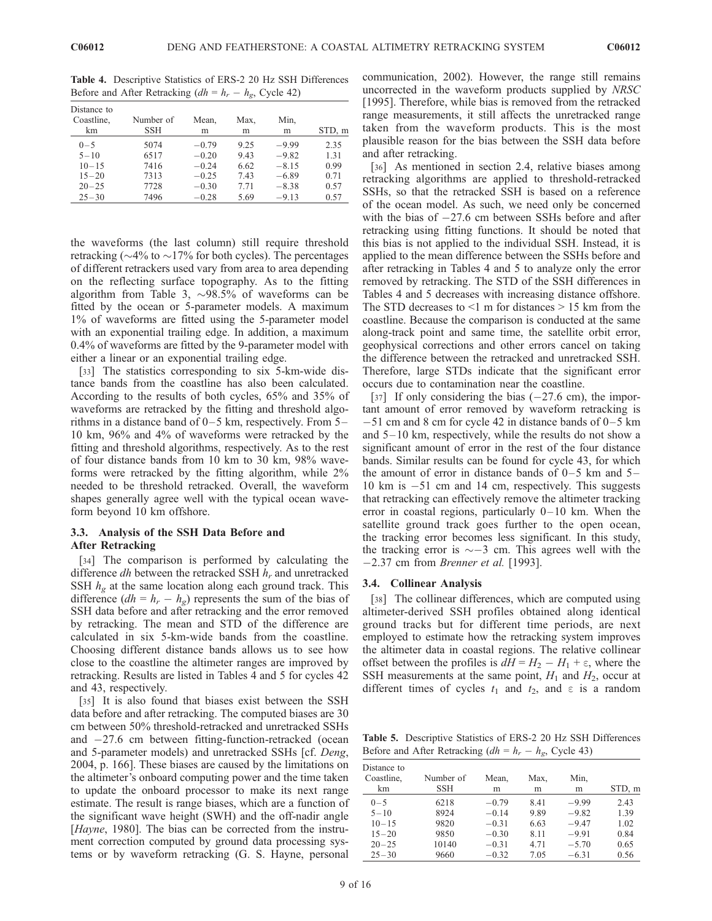**Table 4.** Descriptive Statistics of ERS-2 20 Hz SSH Differences Before and After Retracking ($dh = h_r - h_g$, Cycle 42)

| Distance to Coastline, km | Number of SSH | Mean, m | Max, m | Min, m | STD, m |
|---|---|---|---|---|---|
| 0–5 | 5074 | −0.79 | 9.25 | −9.99 | 2.35 |
| 5–10 | 6517 | −0.20 | 9.43 | −9.82 | 1.31 |
| 10–15 | 7416 | −0.24 | 6.62 | −8.15 | 0.99 |
| 15–20 | 7313 | −0.25 | 7.43 | −6.89 | 0.71 |
| 20–25 | 7728 | −0.30 | 7.71 | −8.38 | 0.57 |
| 25–30 | 7496 | −0.28 | 5.69 | −9.13 | 0.57 |

the waveforms (the last column) still require threshold retracking (∼4% to ∼17% for both cycles). The percentages of different retrackers used vary from area to area depending on the reflecting surface topography. As to the fitting algorithm from Table 3, ∼98.5% of waveforms can be fitted by the ocean or 5-parameter models. A maximum 1% of waveforms are fitted using the 5-parameter model with an exponential trailing edge. In addition, a maximum 0.4% of waveforms are fitted by the 9-parameter model with either a linear or an exponential trailing edge.

[33] The statistics corresponding to six 5-km-wide distance bands from the coastline has also been calculated. According to the results of both cycles, 65% and 35% of waveforms are retracked by the fitting and threshold algorithms in a distance band of 0–5 km, respectively. From 5–10 km, 96% and 4% of waveforms were retracked by the fitting and threshold algorithms, respectively. As to the rest of four distance bands from 10 km to 30 km, 98% waveforms were retracked by the fitting algorithm, while 2% needed to be threshold retracked. Overall, the waveform shapes generally agree well with the typical ocean waveform beyond 10 km offshore.

### 3.3. Analysis of the SSH Data Before and After Retracking

[34] The comparison is performed by calculating the difference $dh$ between the retracked SSH $h_r$ and unretracked SSH $h_g$ at the same location along each ground track. This difference ($dh = h_r - h_g$) represents the sum of the bias of SSH data before and after retracking and the error removed by retracking. The mean and STD of the difference are calculated in six 5-km-wide bands from the coastline. Choosing different distance bands allows us to see how close to the coastline the altimeter ranges are improved by retracking. Results are listed in Tables 4 and 5 for cycles 42 and 43, respectively.

[35] It is also found that biases exist between the SSH data before and after retracking. The computed biases are 30 cm between 50% threshold-retracked and unretracked SSHs and −27.6 cm between fitting-function-retracked (ocean and 5-parameter models) and unretracked SSHs [cf. *Deng*, 2004, p. 166]. These biases are caused by the limitations on the altimeter's onboard computing power and the time taken to update the onboard processor to make its next range estimate. The result is range biases, which are a function of the significant wave height (SWH) and the off-nadir angle [*Hayne*, 1980]. The bias can be corrected from the instrument correction computed by ground data processing systems or by waveform retracking (G. S. Hayne, personal communication, 2002). However, the range still remains uncorrected in the waveform products supplied by *NRSC* [1995]. Therefore, while bias is removed from the retracked range measurements, it still affects the unretracked range taken from the waveform products. This is the most plausible reason for the bias between the SSH data before and after retracking.

[36] As mentioned in section 2.4, relative biases among retracking algorithms are applied to threshold-retracked SSHs, so that the retracked SSH is based on a reference of the ocean model. As such, we need only be concerned with the bias of −27.6 cm between SSHs before and after retracking using fitting functions. It should be noted that this bias is not applied to the individual SSH. Instead, it is applied to the mean difference between the SSHs before and after retracking in Tables 4 and 5 to analyze only the error removed by retracking. The STD of the SSH differences in Tables 4 and 5 decreases with increasing distance offshore. The STD decreases to <1 m for distances > 15 km from the coastline. Because the comparison is conducted at the same along-track point and same time, the satellite orbit error, geophysical corrections and other errors cancel on taking the difference between the retracked and unretracked SSH. Therefore, large STDs indicate that the significant error occurs due to contamination near the coastline.

[37] If only considering the bias (−27.6 cm), the important amount of error removed by waveform retracking is −51 cm and 8 cm for cycle 42 in distance bands of 0–5 km and 5–10 km, respectively, while the results do not show a significant amount of error in the rest of the four distance bands. Similar results can be found for cycle 43, for which the amount of error in distance bands of 0–5 km and 5–10 km is −51 cm and 14 cm, respectively. This suggests that retracking can effectively remove the altimeter tracking error in coastal regions, particularly 0–10 km. When the satellite ground track goes further to the open ocean, the tracking error becomes less significant. In this study, the tracking error is ∼−3 cm. This agrees well with the −2.37 cm from *Brenner et al.* [1993].

### 3.4. Collinear Analysis

[38] The collinear differences, which are computed using altimeter-derived SSH profiles obtained along identical ground tracks but for different time periods, are next employed to estimate how the retracking system improves the altimeter data in coastal regions. The relative collinear offset between the profiles is $dH = H_2 - H_1 + \varepsilon$, where the SSH measurements at the same point, $H_1$ and $H_2$, occur at different times of cycles $t_1$ and $t_2$, and $\varepsilon$ is a random

**Table 5.** Descriptive Statistics of ERS-2 20 Hz SSH Differences Before and After Retracking ($dh = h_r - h_g$, Cycle 43)

| Distance to Coastline, km | Number of SSH | Mean, m | Max, m | Min, m | STD, m |
|---|---|---|---|---|---|
| 0–5 | 6218 | −0.79 | 8.41 | −9.99 | 2.43 |
| 5–10 | 8924 | −0.14 | 9.89 | −9.82 | 1.39 |
| 10–15 | 9820 | −0.31 | 6.63 | −9.47 | 1.02 |
| 15–20 | 9850 | −0.30 | 8.11 | −9.91 | 0.84 |
| 20–25 | 10140 | −0.31 | 4.71 | −5.70 | 0.65 |
| 25–30 | 9660 | −0.32 | 7.05 | −6.31 | 0.56 |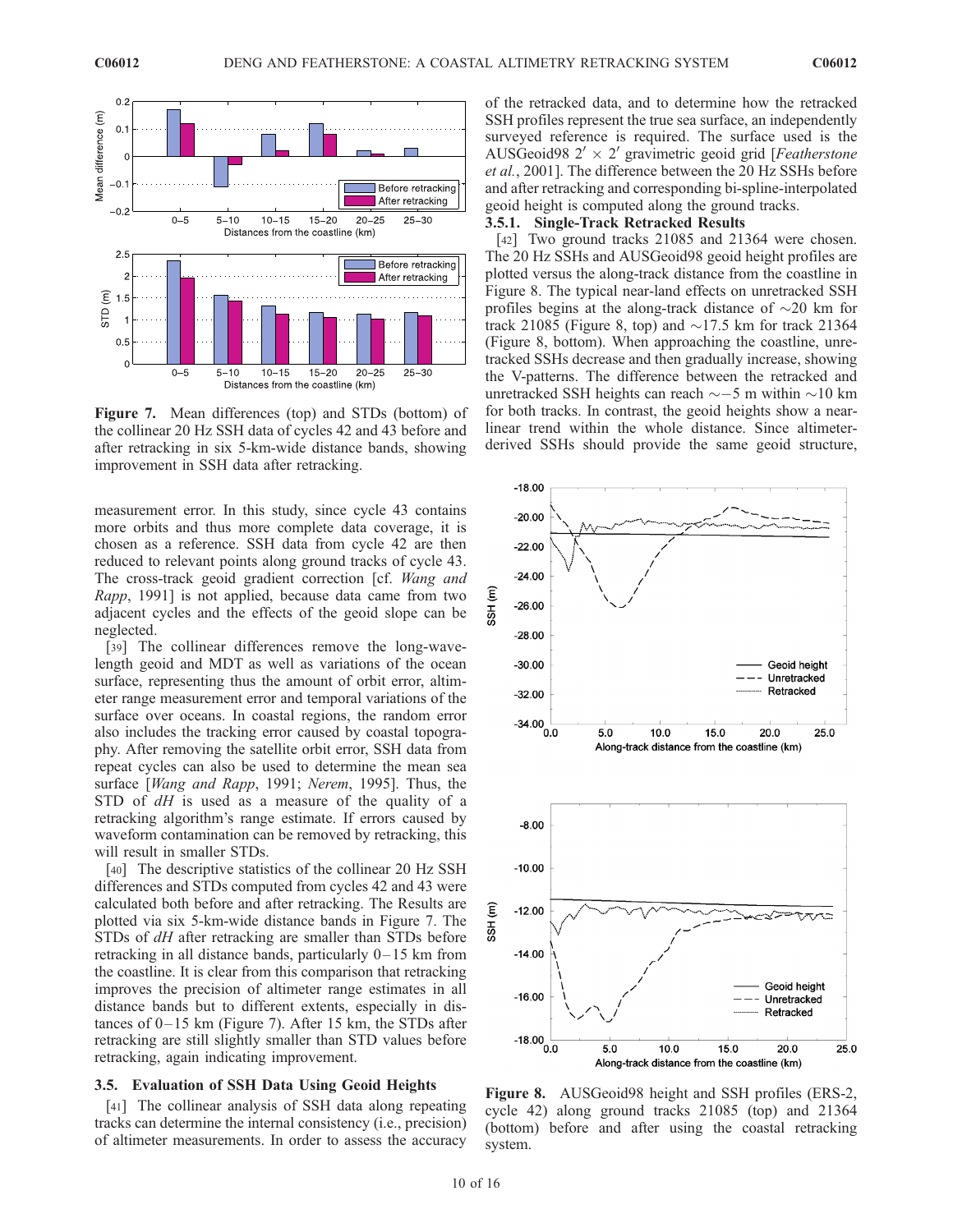Figure 7. Mean differences (top) and STDs (bottom) of the collinear 20 Hz SSH data of cycles 42 and 43 before and after retracking in six 5-km-wide distance bands, showing improvement in SSH data after retracking.

measurement error. In this study, since cycle 43 contains more orbits and thus more complete data coverage, it is chosen as a reference. SSH data from cycle 42 are then reduced to relevant points along ground tracks of cycle 43. The cross-track geoid gradient correction [cf. *Wang and Rapp*, 1991] is not applied, because data came from two adjacent cycles and the effects of the geoid slope can be neglected.

[39] The collinear differences remove the long-wavelength geoid and MDT as well as variations of the ocean surface, representing thus the amount of orbit error, altimeter range measurement error and temporal variations of the surface over oceans. In coastal regions, the random error also includes the tracking error caused by coastal topography. After removing the satellite orbit error, SSH data from repeat cycles can also be used to determine the mean sea surface [*Wang and Rapp*, 1991; *Nerem*, 1995]. Thus, the STD of *dH* is used as a measure of the quality of a retracking algorithm's range estimate. If errors caused by waveform contamination can be removed by retracking, this will result in smaller STDs.

[40] The descriptive statistics of the collinear 20 Hz SSH differences and STDs computed from cycles 42 and 43 were calculated both before and after retracking. The Results are plotted via six 5-km-wide distance bands in Figure 7. The STDs of *dH* after retracking are smaller than STDs before retracking in all distance bands, particularly 0–15 km from the coastline. It is clear from this comparison that retracking improves the precision of altimeter range estimates in all distance bands but to different extents, especially in distances of 0–15 km (Figure 7). After 15 km, the STDs after retracking are still slightly smaller than STD values before retracking, again indicating improvement.

### 3.5. Evaluation of SSH Data Using Geoid Heights

[41] The collinear analysis of SSH data along repeating tracks can determine the internal consistency (i.e., precision) of altimeter measurements. In order to assess the accuracy of the retracked data, and to determine how the retracked SSH profiles represent the true sea surface, an independently surveyed reference is required. The surface used is the AUSGeoid98 $2' \times 2'$ gravimetric geoid grid [*Featherstone et al.*, 2001]. The difference between the 20 Hz SSHs before and after retracking and corresponding bi-spline-interpolated geoid height is computed along the ground tracks.

#### 3.5.1. Single-Track Retracked Results

[42] Two ground tracks 21085 and 21364 were chosen. The 20 Hz SSHs and AUSGeoid98 geoid height profiles are plotted versus the along-track distance from the coastline in Figure 8. The typical near-land effects on unretracked SSH profiles begins at the along-track distance of ~20 km for track 21085 (Figure 8, top) and ~17.5 km for track 21364 (Figure 8, bottom). When approaching the coastline, unretracked SSHs decrease and then gradually increase, showing the V-patterns. The difference between the retracked and unretracked SSH heights can reach ~−5 m within ~10 km for both tracks. In contrast, the geoid heights show a near-linear trend within the whole distance. Since altimeter-derived SSHs should provide the same geoid structure,

Figure 8. AUSGeoid98 height and SSH profiles (ERS-2, cycle 42) along ground tracks 21085 (top) and 21364 (bottom) before and after using the coastal retracking system.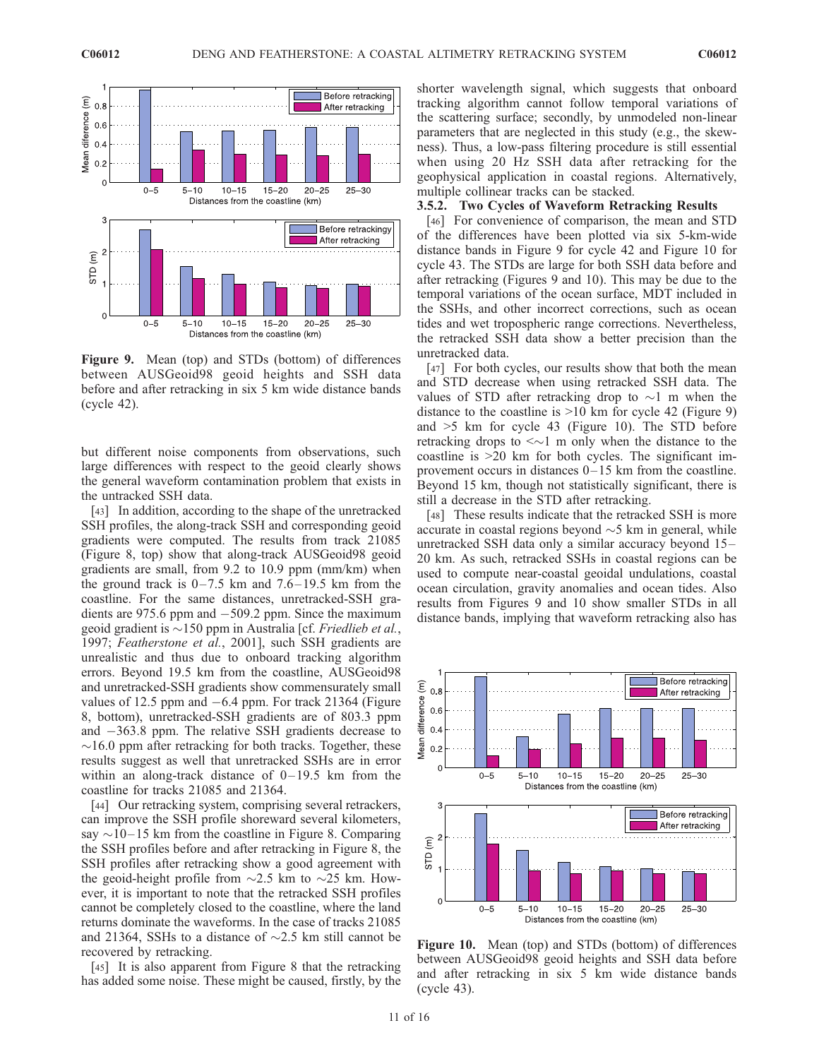**Figure 9.** Mean (top) and STDs (bottom) of differences between AUSGeoid98 geoid heights and SSH data before and after retracking in six 5 km wide distance bands (cycle 42).

but different noise components from observations, such large differences with respect to the geoid clearly shows the general waveform contamination problem that exists in the untracked SSH data.

[43] In addition, according to the shape of the unretracked SSH profiles, the along-track SSH and corresponding geoid gradients were computed. The results from track 21085 (Figure 8, top) show that along-track AUSGeoid98 geoid gradients are small, from 9.2 to 10.9 ppm (mm/km) when the ground track is 0–7.5 km and 7.6–19.5 km from the coastline. For the same distances, unretracked-SSH gradients are 975.6 ppm and −509.2 ppm. Since the maximum geoid gradient is ~150 ppm in Australia [cf. *Friedlieb et al.*, 1997; *Featherstone et al.*, 2001], such SSH gradients are unrealistic and thus due to onboard tracking algorithm errors. Beyond 19.5 km from the coastline, AUSGeoid98 and unretracked-SSH gradients show commensurately small values of 12.5 ppm and −6.4 ppm. For track 21364 (Figure 8, bottom), unretracked-SSH gradients are of 803.3 ppm and −363.8 ppm. The relative SSH gradients decrease to ~16.0 ppm after retracking for both tracks. Together, these results suggest as well that unretracked SSHs are in error within an along-track distance of 0–19.5 km from the coastline for tracks 21085 and 21364.

[44] Our retracking system, comprising several retrackers, can improve the SSH profile shoreward several kilometers, say ~10–15 km from the coastline in Figure 8. Comparing the SSH profiles before and after retracking in Figure 8, the SSH profiles after retracking show a good agreement with the geoid-height profile from ~2.5 km to ~25 km. However, it is important to note that the retracked SSH profiles cannot be completely closed to the coastline, where the land returns dominate the waveforms. In the case of tracks 21085 and 21364, SSHs to a distance of ~2.5 km still cannot be recovered by retracking.

[45] It is also apparent from Figure 8 that the retracking has added some noise. These might be caused, firstly, by the shorter wavelength signal, which suggests that onboard tracking algorithm cannot follow temporal variations of the scattering surface; secondly, by unmodeled non-linear parameters that are neglected in this study (e.g., the skewness). Thus, a low-pass filtering procedure is still essential when using 20 Hz SSH data after retracking for the geophysical application in coastal regions. Alternatively, multiple collinear tracks can be stacked.

### 3.5.2. Two Cycles of Waveform Retracking Results

[46] For convenience of comparison, the mean and STD of the differences have been plotted via six 5-km-wide distance bands in Figure 9 for cycle 42 and Figure 10 for cycle 43. The STDs are large for both SSH data before and after retracking (Figures 9 and 10). This may be due to the temporal variations of the ocean surface, MDT included in the SSHs, and other incorrect corrections, such as ocean tides and wet tropospheric range corrections. Nevertheless, the retracked SSH data show a better precision than the unretracked data.

[47] For both cycles, our results show that both the mean and STD decrease when using retracked SSH data. The values of STD after retracking drop to ~1 m when the distance to the coastline is >10 km for cycle 42 (Figure 9) and >5 km for cycle 43 (Figure 10). The STD before retracking drops to <~1 m only when the distance to the coastline is >20 km for both cycles. The significant improvement occurs in distances 0–15 km from the coastline. Beyond 15 km, though not statistically significant, there is still a decrease in the STD after retracking.

[48] These results indicate that the retracked SSH is more accurate in coastal regions beyond ~5 km in general, while unretracked SSH data only a similar accuracy beyond 15–20 km. As such, retracked SSHs in coastal regions can be used to compute near-coastal geoidal undulations, coastal ocean circulation, gravity anomalies and ocean tides. Also results from Figures 9 and 10 show smaller STDs in all distance bands, implying that waveform retracking also has

**Figure 10.** Mean (top) and STDs (bottom) of differences between AUSGeoid98 geoid heights and SSH data before and after retracking in six 5 km wide distance bands (cycle 43).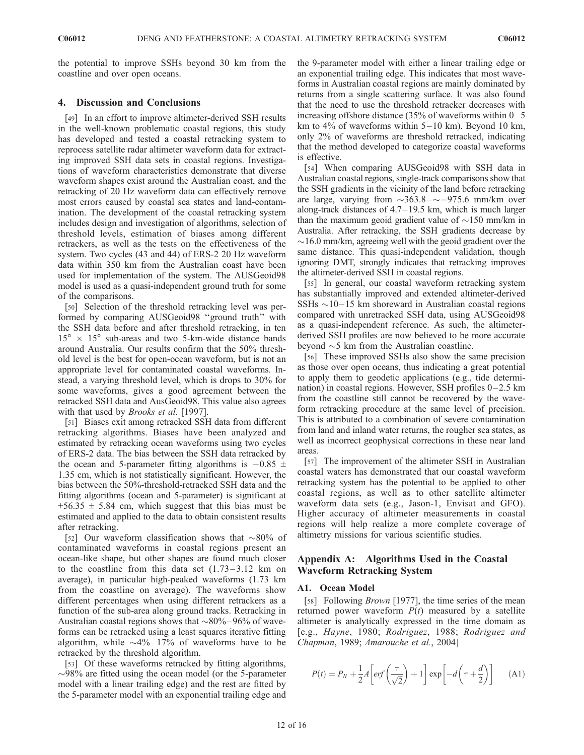the potential to improve SSHs beyond 30 km from the coastline and over open oceans.

## 4. Discussion and Conclusions

[49] In an effort to improve altimeter-derived SSH results in the well-known problematic coastal regions, this study has developed and tested a coastal retracking system to reprocess satellite radar altimeter waveform data for extracting improved SSH data sets in coastal regions. Investigations of waveform characteristics demonstrate that diverse waveform shapes exist around the Australian coast, and the retracking of 20 Hz waveform data can effectively remove most errors caused by coastal sea states and land-contamination. The development of the coastal retracking system includes design and investigation of algorithms, selection of threshold levels, estimation of biases among different retrackers, as well as the tests on the effectiveness of the system. Two cycles (43 and 44) of ERS-2 20 Hz waveform data within 350 km from the Australian coast have been used for implementation of the system. The AUSGeoid98 model is used as a quasi-independent ground truth for some of the comparisons.

[50] Selection of the threshold retracking level was performed by comparing AUSGeoid98 "ground truth" with the SSH data before and after threshold retracking, in ten $15^\circ \times 15^\circ$ sub-areas and two 5-km-wide distance bands around Australia. Our results confirm that the 50% threshold level is the best for open-ocean waveform, but is not an appropriate level for contaminated coastal waveforms. Instead, a varying threshold level, which is drops to 30% for some waveforms, gives a good agreement between the retracked SSH data and AusGeoid98. This value also agrees with that used by *Brooks et al.* [1997].

[51] Biases exit among retracked SSH data from different retracking algorithms. Biases have been analyzed and estimated by retracking ocean waveforms using two cycles of ERS-2 data. The bias between the SSH data retracked by the ocean and 5-parameter fitting algorithms is $-0.85 \pm 1.35$ cm, which is not statistically significant. However, the bias between the 50%-threshold-retracked SSH data and the fitting algorithms (ocean and 5-parameter) is significant at $+56.35 \pm 5.84$ cm, which suggest that this bias must be estimated and applied to the data to obtain consistent results after retracking.

[52] Our waveform classification shows that ~80% of contaminated waveforms in coastal regions present an ocean-like shape, but other shapes are found much closer to the coastline from this data set (1.73–3.12 km on average), in particular high-peaked waveforms (1.73 km from the coastline on average). The waveforms show different percentages when using different retrackers as a function of the sub-area along ground tracks. Retracking in Australian coastal regions shows that ~80%–96% of waveforms can be retracked using a least squares iterative fitting algorithm, while ~4%–17% of waveforms have to be retracked by the threshold algorithm.

[53] Of these waveforms retracked by fitting algorithms, ~98% are fitted using the ocean model (or the 5-parameter model with a linear trailing edge) and the rest are fitted by the 5-parameter model with an exponential trailing edge and the 9-parameter model with either a linear trailing edge or an exponential trailing edge. This indicates that most waveforms in Australian coastal regions are mainly dominated by returns from a single scattering surface. It was also found that the need to use the threshold retracker decreases with increasing offshore distance (35% of waveforms within 0–5 km to 4% of waveforms within 5–10 km). Beyond 10 km, only 2% of waveforms are threshold retracked, indicating that the method developed to categorize coastal waveforms is effective.

[54] When comparing AUSGeoid98 with SSH data in Australian coastal regions, single-track comparisons show that the SSH gradients in the vicinity of the land before retracking are large, varying from ~363.8–~−975.6 mm/km over along-track distances of 4.7–19.5 km, which is much larger than the maximum geoid gradient value of ~150 mm/km in Australia. After retracking, the SSH gradients decrease by ~16.0 mm/km, agreeing well with the geoid gradient over the same distance. This quasi-independent validation, though ignoring DMT, strongly indicates that retracking improves the altimeter-derived SSH in coastal regions.

[55] In general, our coastal waveform retracking system has substantially improved and extended altimeter-derived SSHs ~10–15 km shoreward in Australian coastal regions compared with unretracked SSH data, using AUSGeoid98 as a quasi-independent reference. As such, the altimeter-derived SSH profiles are now believed to be more accurate beyond ~5 km from the Australian coastline.

[56] These improved SSHs also show the same precision as those over open oceans, thus indicating a great potential to apply them to geodetic applications (e.g., tide determination) in coastal regions. However, SSH profiles 0–2.5 km from the coastline still cannot be recovered by the waveform retracking procedure at the same level of precision. This is attributed to a combination of severe contamination from land and inland water returns, the rougher sea states, as well as incorrect geophysical corrections in these near land areas.

[57] The improvement of the altimeter SSH in Australian coastal waters has demonstrated that our coastal waveform retracking system has the potential to be applied to other coastal regions, as well as to other satellite altimeter waveform data sets (e.g., Jason-1, Envisat and GFO). Higher accuracy of altimeter measurements in coastal regions will help realize a more complete coverage of altimetry missions for various scientific studies.

## Appendix A: Algorithms Used in the Coastal Waveform Retracking System

### A1. Ocean Model

[58] Following *Brown* [1977], the time series of the mean returned power waveform $P(t)$ measured by a satellite altimeter is analytically expressed in the time domain as [e.g., *Hayne*, 1980; *Rodriguez*, 1988; *Rodriguez and Chapman*, 1989; *Amarouche et al.*, 2004]

$$P(t) = P_N + \frac{1}{2}A\left[erf\left(\frac{\tau}{\sqrt{2}}\right) + 1\right]\exp\left[-d\left(\tau + \frac{d}{2}\right)\right] \quad \text{(A1)}$$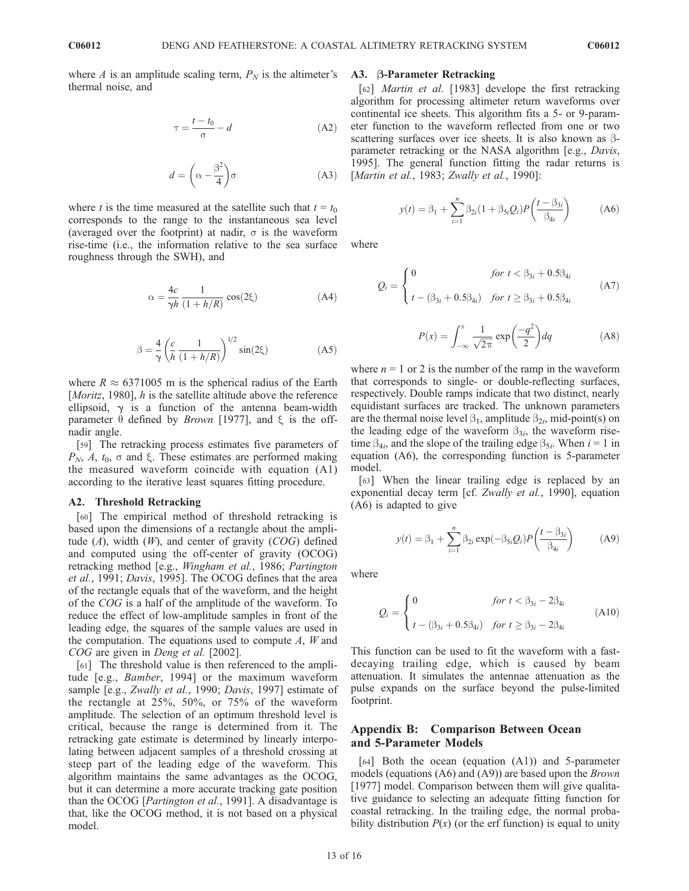where $A$ is an amplitude scaling term, $P_N$ is the altimeter's thermal noise, and

$$\tau = \frac{t - t_0}{\sigma} - d \tag{A2}$$

$$d = \left(\alpha - \frac{\beta^2}{4}\right)\sigma \tag{A3}$$

where $t$ is the time measured at the satellite such that $t = t_0$ corresponds to the range to the instantaneous sea level (averaged over the footprint) at nadir, $\sigma$ is the waveform rise-time (i.e., the information relative to the sea surface roughness through the SWH), and

$$\alpha = \frac{4c}{\gamma h} \frac{1}{(1 + h/R)} \cos(2\xi) \tag{A4}$$

$$\beta = \frac{4}{\gamma} \left(\frac{c}{h} \frac{1}{(1 + h/R)}\right)^{1/2} \sin(2\xi) \tag{A5}$$

where $R \approx 6371005$ m is the spherical radius of the Earth [*Moritz*, 1980], $h$ is the satellite altitude above the reference ellipsoid, $\gamma$ is a function of the antenna beam-width parameter $\theta$ defined by *Brown* [1977], and $\xi$ is the off-nadir angle.

[59] The retracking process estimates five parameters of $P_N$, $A$, $t_0$, $\sigma$ and $\xi$. These estimates are performed making the measured waveform coincide with equation (A1) according to the iterative least squares fitting procedure.

### A2. Threshold Retracking

[60] The empirical method of threshold retracking is based upon the dimensions of a rectangle about the amplitude ($A$), width ($W$), and center of gravity ($COG$) defined and computed using the off-center of gravity (OCOG) retracking method [e.g., *Wingham et al.*, 1986; *Partington et al.*, 1991; *Davis*, 1995]. The OCOG defines that the area of the rectangle equals that of the waveform, and the height of the $COG$ is a half of the amplitude of the waveform. To reduce the effect of low-amplitude samples in front of the leading edge, the squares of the sample values are used in the computation. The equations used to compute $A$, $W$ and $COG$ are given in *Deng et al.* [2002].

[61] The threshold value is then referenced to the amplitude [e.g., *Bamber*, 1994] or the maximum waveform sample [e.g., *Zwally et al.*, 1990; *Davis*, 1997] estimate of the rectangle at 25%, 50%, or 75% of the waveform amplitude. The selection of an optimum threshold level is critical, because the range is determined from it. The retracking gate estimate is determined by linearly interpolating between adjacent samples of a threshold crossing at steep part of the leading edge of the waveform. This algorithm maintains the same advantages as the OCOG, but it can determine a more accurate tracking gate position than the OCOG [*Partington et al.*, 1991]. A disadvantage is that, like the OCOG method, it is not based on a physical model.

### A3. β-Parameter Retracking

[62] *Martin et al.* [1983] develope the first retracking algorithm for processing altimeter return waveforms over continental ice sheets. This algorithm fits a 5- or 9-parameter function to the waveform reflected from one or two scattering surfaces over ice sheets. It is also known as β-parameter retracking or the NASA algorithm [e.g., *Davis*, 1995]. The general function fitting the radar returns is [*Martin et al.*, 1983; *Zwally et al.*, 1990]:

$$y(t) = \beta_1 + \sum_{i=1}^{n} \beta_{2i}(1 + \beta_{5i}Q_i)P\left(\frac{t - \beta_{3i}}{\beta_{4i}}\right) \tag{A6}$$

where

$$Q_i = \begin{cases} 0 & for\ t < \beta_{3i} + 0.5\beta_{4i} \\ t - (\beta_{3i} + 0.5\beta_{4i}) & for\ t \geq \beta_{3i} + 0.5\beta_{4i} \end{cases} \tag{A7}$$

$$P(x) = \int_{-\infty}^{x} \frac{1}{\sqrt{2\pi}} \exp\left(\frac{-q^2}{2}\right) dq \tag{A8}$$

where $n = 1$ or 2 is the number of the ramp in the waveform that corresponds to single- or double-reflecting surfaces, respectively. Double ramps indicate that two distinct, nearly equidistant surfaces are tracked. The unknown parameters are the thermal noise level $\beta_1$, amplitude $\beta_{2i}$, mid-point(s) on the leading edge of the waveform $\beta_{3i}$, the waveform rise-time $\beta_{4i}$, and the slope of the trailing edge $\beta_{5i}$. When $i = 1$ in equation (A6), the corresponding function is 5-parameter model.

[63] When the linear trailing edge is replaced by an exponential decay term [cf. *Zwally et al.*, 1990], equation (A6) is adapted to give

$$y(t) = \beta_1 + \sum_{i=1}^{n} \beta_{2i} \exp(-\beta_{5i}Q_i) P\left(\frac{t - \beta_{3i}}{\beta_{4i}}\right) \tag{A9}$$

where

$$Q_i = \begin{cases} 0 & for\ t < \beta_{3i} - 2\beta_{4i} \\ t - (\beta_{3i} + 0.5\beta_{4i}) & for\ t \geq \beta_{3i} - 2\beta_{4i} \end{cases} \tag{A10}$$

This function can be used to fit the waveform with a fast-decaying trailing edge, which is caused by beam attenuation. It simulates the antennae attenuation as the pulse expands on the surface beyond the pulse-limited footprint.

## Appendix B: Comparison Between Ocean and 5-Parameter Models

[64] Both the ocean (equation (A1)) and 5-parameter models (equations (A6) and (A9)) are based upon the *Brown* [1977] model. Comparison between them will give qualitative guidance to selecting an adequate fitting function for coastal retracking. In the trailing edge, the normal probability distribution $P(x)$ (or the erf function) is equal to unity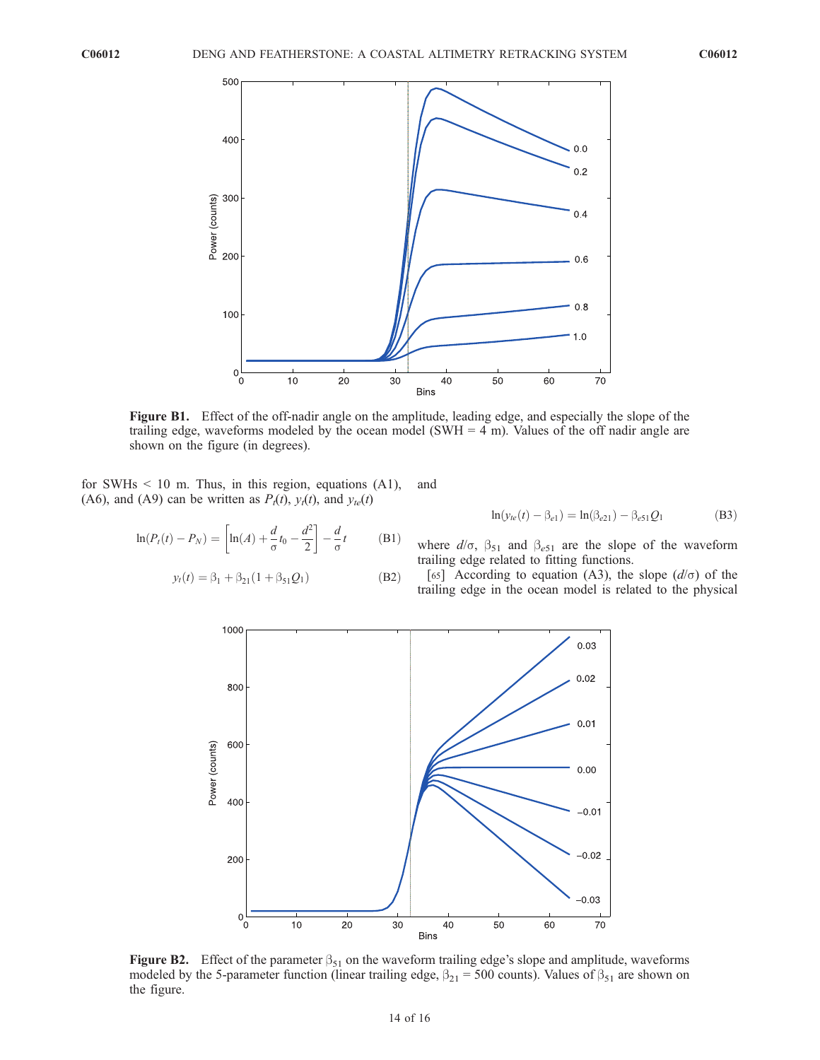**Figure B1.** Effect of the off-nadir angle on the amplitude, leading edge, and especially the slope of the trailing edge, waveforms modeled by the ocean model (SWH = 4 m). Values of the off nadir angle are shown on the figure (in degrees).

for SWHs < 10 m. Thus, in this region, equations (A1), (A6), and (A9) can be written as $P_t(t)$, $y_t(t)$, and $y_{te}(t)$

$$\ln(P_t(t) - P_N) = \left[\ln(A) + \frac{d}{\sigma}t_0 - \frac{d^2}{2}\right] - \frac{d}{\sigma}t \qquad \text{(B1)}$$

$$y_t(t) = \beta_1 + \beta_{21}(1 + \beta_{51}Q_1) \qquad \text{(B2)}$$

and

$$\ln(y_{te}(t) - \beta_{e1}) = \ln(\beta_{e21}) - \beta_{e51}Q_1 \qquad \text{(B3)}$$

where $d/\sigma$, $\beta_{51}$ and $\beta_{e51}$ are the slope of the waveform trailing edge related to fitting functions.

[65] According to equation (A3), the slope ($d/\sigma$) of the trailing edge in the ocean model is related to the physical

**Figure B2.** Effect of the parameter $\beta_{51}$ on the waveform trailing edge's slope and amplitude, waveforms modeled by the 5-parameter function (linear trailing edge, $\beta_{21}$ = 500 counts). Values of $\beta_{51}$ are shown on the figure.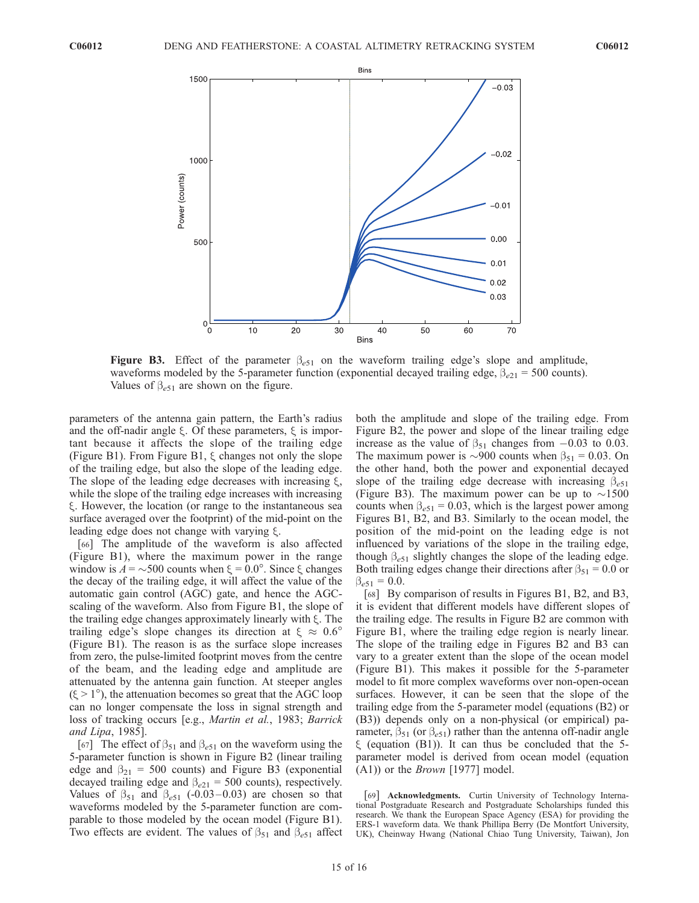**Figure B3.** Effect of the parameter $\beta_{e51}$ on the waveform trailing edge's slope and amplitude, waveforms modeled by the 5-parameter function (exponential decayed trailing edge, $\beta_{e21}$ = 500 counts). Values of $\beta_{e51}$ are shown on the figure.

parameters of the antenna gain pattern, the Earth's radius and the off-nadir angle $\xi$. Of these parameters, $\xi$ is important because it affects the slope of the trailing edge (Figure B1). From Figure B1, $\xi$ changes not only the slope of the trailing edge, but also the slope of the leading edge. The slope of the leading edge decreases with increasing $\xi$, while the slope of the trailing edge increases with increasing $\xi$. However, the location (or range to the instantaneous sea surface averaged over the footprint) of the mid-point on the leading edge does not change with varying $\xi$.

[66] The amplitude of the waveform is also affected (Figure B1), where the maximum power in the range window is $A = \sim 500$ counts when $\xi = 0.0°$. Since $\xi$ changes the decay of the trailing edge, it will affect the value of the automatic gain control (AGC) gate, and hence the AGC-scaling of the waveform. Also from Figure B1, the slope of the trailing edge changes approximately linearly with $\xi$. The trailing edge's slope changes its direction at $\xi \approx 0.6°$ (Figure B1). The reason is as the surface slope increases from zero, the pulse-limited footprint moves from the centre of the beam, and the leading edge and amplitude are attenuated by the antenna gain function. At steeper angles ($\xi > 1°$), the attenuation becomes so great that the AGC loop can no longer compensate the loss in signal strength and loss of tracking occurs [e.g., *Martin et al.*, 1983; *Barrick and Lipa*, 1985].

[67] The effect of $\beta_{51}$ and $\beta_{e51}$ on the waveform using the 5-parameter function is shown in Figure B2 (linear trailing edge and $\beta_{21}$ = 500 counts) and Figure B3 (exponential decayed trailing edge and $\beta_{e21}$ = 500 counts), respectively. Values of $\beta_{51}$ and $\beta_{e51}$ (-0.03–0.03) are chosen so that waveforms modeled by the 5-parameter function are comparable to those modeled by the ocean model (Figure B1). Two effects are evident. The values of $\beta_{51}$ and $\beta_{e51}$ affect both the amplitude and slope of the trailing edge. From Figure B2, the power and slope of the linear trailing edge increase as the value of $\beta_{51}$ changes from $-0.03$ to 0.03. The maximum power is $\sim$900 counts when $\beta_{51} = 0.03$. On the other hand, both the power and exponential decayed slope of the trailing edge decrease with increasing $\beta_{e51}$ (Figure B3). The maximum power can be up to $\sim$1500 counts when $\beta_{e51} = 0.03$, which is the largest power among Figures B1, B2, and B3. Similarly to the ocean model, the position of the mid-point on the leading edge is not influenced by variations of the slope in the trailing edge, though $\beta_{e51}$ slightly changes the slope of the leading edge. Both trailing edges change their directions after $\beta_{51} = 0.0$ or $\beta_{e51} = 0.0$.

[68] By comparison of results in Figures B1, B2, and B3, it is evident that different models have different slopes of the trailing edge. The results in Figure B2 are common with Figure B1, where the trailing edge region is nearly linear. The slope of the trailing edge in Figures B2 and B3 can vary to a greater extent than the slope of the ocean model (Figure B1). This makes it possible for the 5-parameter model to fit more complex waveforms over non-open-ocean surfaces. However, it can be seen that the slope of the trailing edge from the 5-parameter model (equations (B2) or (B3)) depends only on a non-physical (or empirical) parameter, $\beta_{51}$ (or $\beta_{e51}$) rather than the antenna off-nadir angle $\xi$ (equation (B1)). It can thus be concluded that the 5-parameter model is derived from ocean model (equation (A1)) or the *Brown* [1977] model.

[69] **Acknowledgments.** Curtin University of Technology International Postgraduate Research and Postgraduate Scholarships funded this research. We thank the European Space Agency (ESA) for providing the ERS-1 waveform data. We thank Phillipa Berry (De Montfort University, UK), Cheinway Hwang (National Chiao Tung University, Taiwan), Jon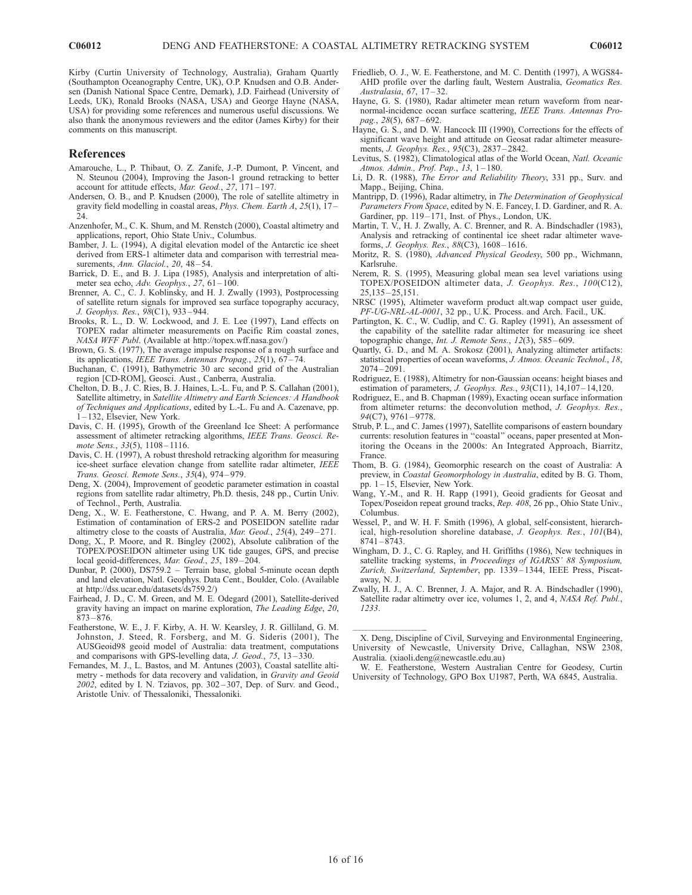Kirby (Curtin University of Technology, Australia), Graham Quartly (Southampton Oceanography Centre, UK), O.P. Knudsen and O.B. Andersen (Danish National Space Centre, Demark), J.D. Fairhead (University of Leeds, UK), Ronald Brooks (NASA, USA) and George Hayne (NASA, USA) for providing some references and numerous useful discussions. We also thank the anonymous reviewers and the editor (James Kirby) for their comments on this manuscript.

## References

Amarouche, L., P. Thibaut, O. Z. Zanife, J.-P. Dumont, P. Vincent, and N. Steunou (2004), Improving the Jason-1 ground retracking to better account for attitude effects, *Mar. Geod.*, *27*, 171–197.

Andersen, O. B., and P. Knudsen (2000), The role of satellite altimetry in gravity field modelling in coastal areas, *Phys. Chem. Earth A*, *25*(1), 17–24.

Anzenhofer, M., C. K. Shum, and M. Renstch (2000), Coastal altimetry and applications, report, Ohio State Univ., Columbus.

Bamber, J. L. (1994), A digital elevation model of the Antarctic ice sheet derived from ERS-1 altimeter data and comparison with terrestrial measurements, *Ann. Glaciol.*, *20*, 48–54.

Barrick, D. E., and B. J. Lipa (1985), Analysis and interpretation of altimeter sea echo, *Adv. Geophys.*, *27*, 61–100.

Brenner, A. C., C. J. Koblinsky, and H. J. Zwally (1993), Postprocessing of satellite return signals for improved sea surface topography accuracy, *J. Geophys. Res.*, *98*(C1), 933–944.

Brooks, R. L., D. W. Lockwood, and J. E. Lee (1997), Land effects on TOPEX radar altimeter measurements on Pacific Rim coastal zones, *NASA WFF Publ.* (Available at http://topex.wff.nasa.gov/)

Brown, G. S. (1977), The average impulse response of a rough surface and its applications, *IEEE Trans. Antennas Propag.*, *25*(1), 67–74.

Buchanan, C. (1991), Bathymetric 30 arc second grid of the Australian region [CD-ROM], Geosci. Aust., Canberra, Australia.

Chelton, D. B., J. C. Ries, B. J. Haines, L.-L. Fu, and P. S. Callahan (2001), Satellite altimetry, in *Satellite Altimetry and Earth Sciences: A Handbook of Techniques and Applications*, edited by L.-L. Fu and A. Cazenave, pp. 1–132, Elsevier, New York.

Davis, C. H. (1995), Growth of the Greenland Ice Sheet: A performance assessment of altimeter retracking algorithms, *IEEE Trans. Geosci. Remote Sens.*, *33*(5), 1108–1116.

Davis, C. H. (1997), A robust threshold retracking algorithm for measuring ice-sheet surface elevation change from satellite radar altimeter, *IEEE Trans. Geosci. Remote Sens.*, *35*(4), 974–979.

Deng, X. (2004), Improvement of geodetic parameter estimation in coastal regions from satellite radar altimetry, Ph.D. thesis, 248 pp., Curtin Univ. of Technol., Perth, Australia.

Deng, X., W. E. Featherstone, C. Hwang, and P. A. M. Berry (2002), Estimation of contamination of ERS-2 and POSEIDON satellite radar altimetry close to the coasts of Australia, *Mar. Geod.*, *25*(4), 249–271.

Dong, X., P. Moore, and R. Bingley (2002), Absolute calibration of the TOPEX/POSEIDON altimeter using UK tide gauges, GPS, and precise local geoid-differences, *Mar. Geod.*, *25*, 189–204.

Dunbar, P. (2000), DS759.2 – Terrain base, global 5-minute ocean depth and land elevation, Natl. Geophys. Data Cent., Boulder, Colo. (Available at http://dss.ucar.edu/datasets/ds759.2/)

Fairhead, J. D., C. M. Green, and M. E. Odegard (2001), Satellite-derived gravity having an impact on marine exploration, *The Leading Edge*, *20*, 873–876.

Featherstone, W. E., J. F. Kirby, A. H. W. Kearsley, J. R. Gilliland, G. M. Johnston, J. Steed, R. Forsberg, and M. G. Sideris (2001), The AUSGeoid98 geoid model of Australia: data treatment, computations and comparisons with GPS-levelling data, *J. Geod.*, *75*, 13–330.

Fernandes, M. J., L. Bastos, and M. Antunes (2003), Coastal satellite altimetry - methods for data recovery and validation, in *Gravity and Geoid 2002*, edited by I. N. Tziavos, pp. 302–307, Dep. of Surv. and Geod., Aristotle Univ. of Thessaloniki, Thessaloniki.

Friedlieb, O. J., W. E. Featherstone, and M. C. Dentith (1997), A WGS84-AHD profile over the darling fault, Western Australia, *Geomatics Res. Australasia*, *67*, 17–32.

Hayne, G. S. (1980), Radar altimeter mean return waveform from near-normal-incidence ocean surface scattering, *IEEE Trans. Antennas Propag.*, *28*(5), 687–692.

Hayne, G. S., and D. W. Hancock III (1990), Corrections for the effects of significant wave height and attitude on Geosat radar altimeter measurements, *J. Geophys. Res.*, *95*(C3), 2837–2842.

Levitus, S. (1982), Climatological atlas of the World Ocean, *Natl. Oceanic Atmos. Admin., Prof. Pap.*, *13*, 1–180.

Li, D. R. (1988), *The Error and Reliability Theory*, 331 pp., Surv. and Mapp., Beijing, China.

Mantripp, D. (1996), Radar altimetry, in *The Determination of Geophysical Parameters From Space*, edited by N. E. Fancey, I. D. Gardiner, and R. A. Gardiner, pp. 119–171, Inst. of Phys., London, UK.

Martin, T. V., H. J. Zwally, A. C. Brenner, and R. A. Bindschadler (1983), Analysis and retracking of continental ice sheet radar altimeter waveforms, *J. Geophys. Res.*, *88*(C3), 1608–1616.

Moritz, R. S. (1980), *Advanced Physical Geodesy*, 500 pp., Wichmann, Karlsruhe.

Nerem, R. S. (1995), Measuring global mean sea level variations using TOPEX/POSEIDON altimeter data, *J. Geophys. Res.*, *100*(C12), 25,135–25,151.

NRSC (1995), Altimeter waveform product alt.wap compact user guide, *PF-UG-NRL-AL-0001*, 32 pp., U.K. Process. and Arch. Facil., UK.

Partington, K. C., W. Cudlip, and C. G. Rapley (1991), An assessment of the capability of the satellite radar altimeter for measuring ice sheet topographic change, *Int. J. Remote Sens.*, *12*(3), 585–609.

Quartly, G. D., and M. A. Srokosz (2001), Analyzing altimeter artifacts: statistical properties of ocean waveforms, *J. Atmos. Oceanic Technol.*, *18*, 2074–2091.

Rodriguez, E. (1988), Altimetry for non-Gaussian oceans: height biases and estimation of parameters, *J. Geophys. Res.*, *93*(C11), 14,107–14,120.

Rodriguez, E., and B. Chapman (1989), Exacting ocean surface information from altimeter returns: the deconvolution method, *J. Geophys. Res.*, *94*(C7), 9761–9778.

Strub, P. L., and C. James (1997), Satellite comparisons of eastern boundary currents: resolution features in "coastal" oceans, paper presented at Monitoring the Oceans in the 2000s: An Integrated Approach, Biarritz, France.

Thom, B. G. (1984), Geomorphic research on the coast of Australia: A preview, in *Coastal Geomorphology in Australia*, edited by B. G. Thom, pp. 1–15, Elsevier, New York.

Wang, Y.-M., and R. H. Rapp (1991), Geoid gradients for Geosat and Topex/Poseidon repeat ground tracks, *Rep. 408*, 26 pp., Ohio State Univ., Columbus.

Wessel, P., and W. H. F. Smith (1996), A global, self-consistent, hierarchical, high-resolution shoreline database, *J. Geophys. Res.*, *101*(B4), 8741–8743.

Wingham, D. J., C. G. Rapley, and H. Griffiths (1986), New techniques in satellite tracking systems, in *Proceedings of IGARSS' 88 Symposium, Zurich, Switzerland, September*, pp. 1339–1344, IEEE Press, Piscataway, N. J.

Zwally, H. J., A. C. Brenner, J. A. Major, and R. A. Bindschadler (1990), Satellite radar altimetry over ice, volumes 1, 2, and 4, *NASA Ref. Publ.*, *1233*.

---

X. Deng, Discipline of Civil, Surveying and Environmental Engineering, University of Newcastle, University Drive, Callaghan, NSW 2308, Australia. (xiaoli.deng@newcastle.edu.au)

W. E. Featherstone, Western Australian Centre for Geodesy, Curtin University of Technology, GPO Box U1987, Perth, WA 6845, Australia.